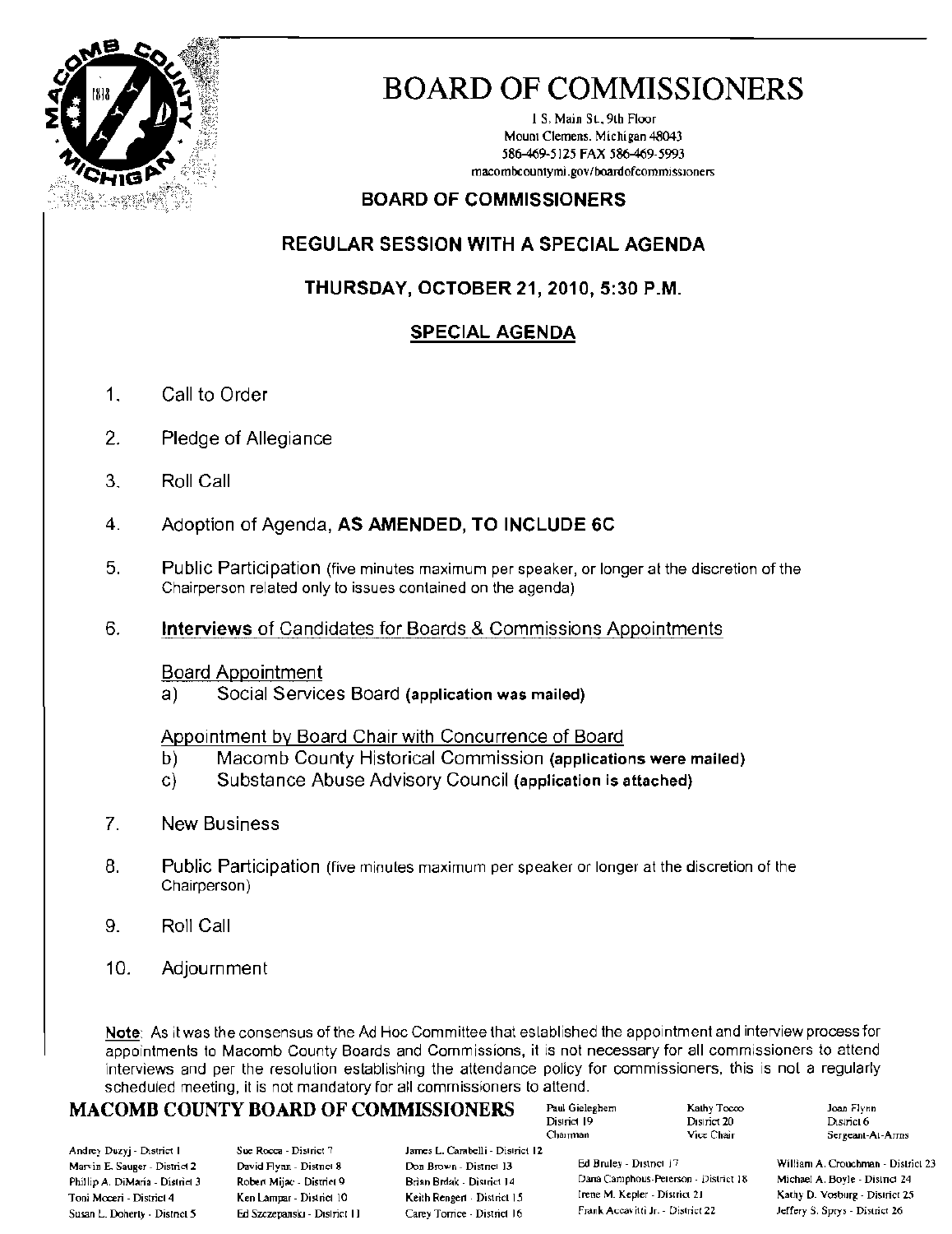# BOARD OF COMMISSIONERS

1 S. Main St., 9th Floor
Mount Clemens, Michigan 48043
586-469-5125 FAX 586-469-5993
macombcountymi.gov/boardofcommissioners

## BOARD OF COMMISSIONERS

## REGULAR SESSION WITH A SPECIAL AGENDA

### THURSDAY, OCTOBER 21, 2010, 5:30 P.M.

### SPECIAL AGENDA

1. Call to Order
2. Pledge of Allegiance
3. Roll Call
4. Adoption of Agenda, **AS AMENDED, TO INCLUDE 6C**
5. Public Participation (five minutes maximum per speaker, or longer at the discretion of the Chairperson related only to issues contained on the agenda)
6. **Interviews** of Candidates for Boards & Commissions Appointments

   Board Appointment
   a) Social Services Board **(application was mailed)**

   Appointment by Board Chair with Concurrence of Board
   b) Macomb County Historical Commission **(applications were mailed)**
   c) Substance Abuse Advisory Council **(application is attached)**
7. New Business
8. Public Participation (five minutes maximum per speaker or longer at the discretion of the Chairperson)
9. Roll Call
10. Adjournment

**Note**: As it was the consensus of the Ad Hoc Committee that established the appointment and interview process for appointments to Macomb County Boards and Commissions, it is not necessary for all commissioners to attend interviews and per the resolution establishing the attendance policy for commissioners, this is not a regularly scheduled meeting, it is not mandatory for all commissioners to attend.

**MACOMB COUNTY BOARD OF COMMISSIONERS**

Paul Gieleghem - District 19 - Chairman
Kathy Tocco - District 20 - Vice Chair
Joan Flynn - District 6 - Sergeant-At-Arms

Andrey Duzyj - District 1
Marvin E. Sauger - District 2
Phillip A. DiMaria - District 3
Toni Moceri - District 4
Susan L. Doherty - District 5
Sue Rocca - District 7
David Flynn - District 8
Robert Mijac - District 9
Ken Lampar - District 10
Ed Szczepanski - District 11
James L. Carabelli - District 12
Don Brown - District 13
Brian Brdak - District 14
Keith Rengert - District 15
Carey Torrice - District 16
Ed Bruley - District 17
Dana Camphous-Peterson - District 18
Irene M. Kepler - District 21
Frank Accavitti Jr. - District 22
William A. Crouchman - District 23
Michael A. Boyle - District 24
Kathy D. Vosburg - District 25
Jeffery S. Sprys - District 26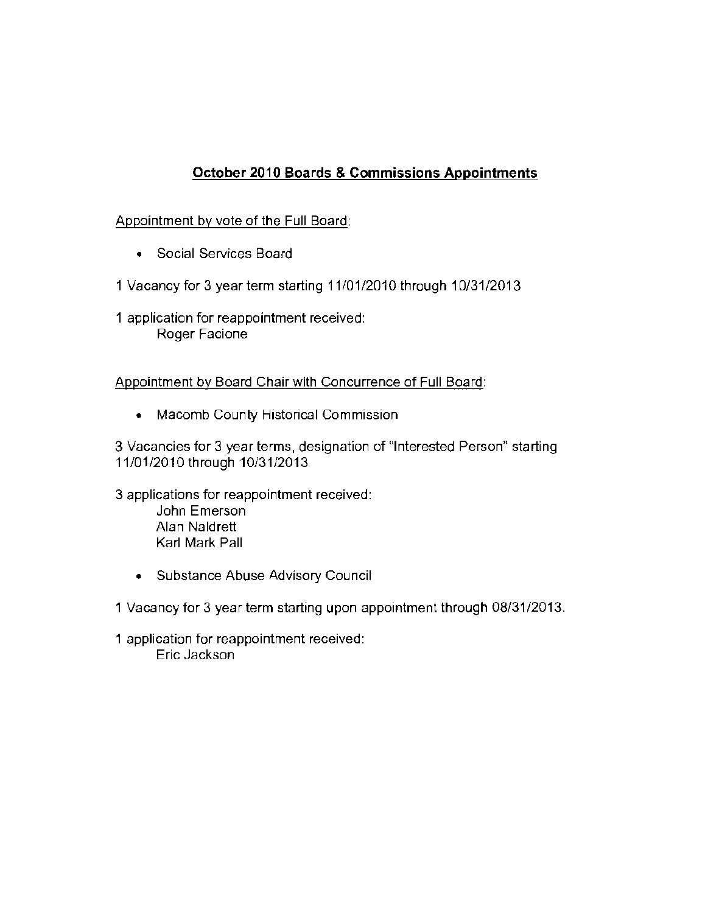# October 2010 Boards & Commissions Appointments

Appointment by vote of the Full Board:

- Social Services Board

1 Vacancy for 3 year term starting 11/01/2010 through 10/31/2013

1 application for reappointment received:
Roger Facione

Appointment by Board Chair with Concurrence of Full Board:

- Macomb County Historical Commission

3 Vacancies for 3 year terms, designation of "Interested Person" starting 11/01/2010 through 10/31/2013

3 applications for reappointment received:
John Emerson
Alan Naldrett
Karl Mark Pall

- Substance Abuse Advisory Council

1 Vacancy for 3 year term starting upon appointment through 08/31/2013.

1 application for reappointment received:
Eric Jackson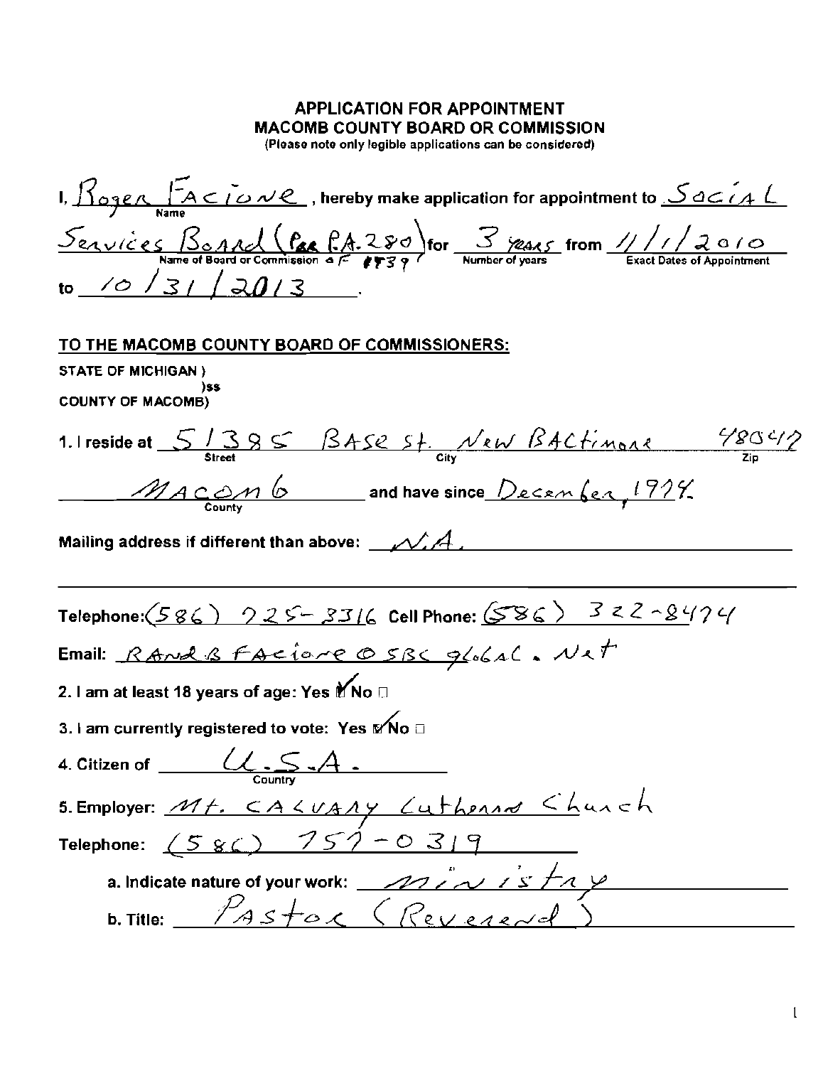# APPLICATION FOR APPOINTMENT
## MACOMB COUNTY BOARD OR COMMISSION
(Please note only legible applications can be considered)

I, Roger Facione (Name), hereby make application for appointment to Social Services Board (Per P.A. 280 of 1939) (Name of Board or Commission) for 3 years (Number of years) from 11/1/2010 (Exact Dates of Appointment) to 10/31/2013.

**TO THE MACOMB COUNTY BOARD OF COMMISSIONERS:**

**STATE OF MICHIGAN )**
**)ss**
**COUNTY OF MACOMB)**

1. I reside at 51385 Base St. (Street) New Baltimore (City) 48047 (Zip)
Macomb (County) and have since December, 1974.

Mailing address if different than above: N.A.

Telephone: (586) 725-3316 Cell Phone: (586) 322-8474

Email: RandBFacione@SBCglobal.Net

2. I am at least 18 years of age: Yes ☑ No ☐

3. I am currently registered to vote: Yes ☑ No ☐

4. Citizen of U.S.A. (Country)

5. Employer: Mt. Calvary Lutheran Church

Telephone: (586) 757-0319

a. Indicate nature of your work: ministry

b. Title: Pastor (Reverend)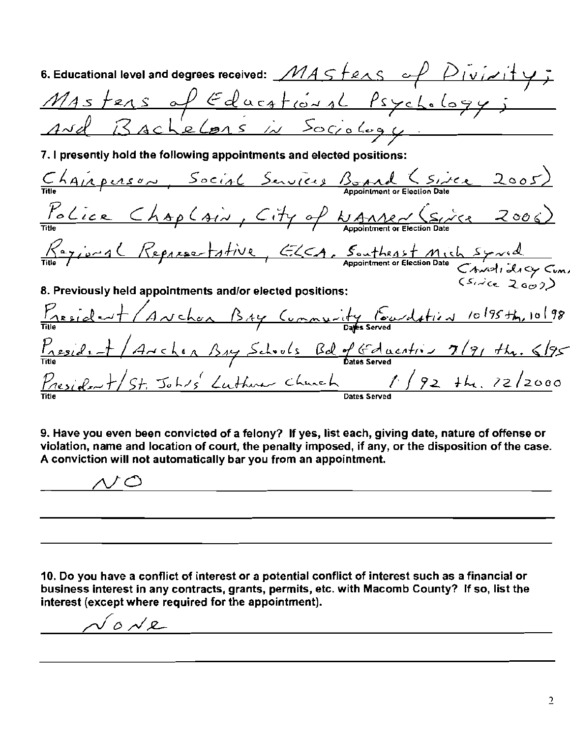6. Educational level and degrees received: MAsters of Divinity; Masters of Educational Psychology; and Bachelors in Sociology.

7. I presently hold the following appointments and elected positions:

| Title | Appointment or Election Date |
|---|---|
| Chairperson, Social Services Board | (since 2005) |
| Police Chaplain, City of Warren | (since 2006) |
| Regional Representative, ELCA, Southeast Mich Synod | Candidacy Com. (since 2007) |

8. Previously held appointments and/or elected positions:

| Title | Dates Served |
|---|---|
| President/Anchor Bay Community Foundation | 10/95 thru 10/98 |
| President/Anchor Bay Schools Bd of Education | 7/91 thru 6/95 |
| President/St. Johns' Lutheran Church | 1/92 thu. 12/2000 |

9. Have you even been convicted of a felony? If yes, list each, giving date, nature of offense or violation, name and location of court, the penalty imposed, if any, or the disposition of the case. A conviction will not automatically bar you from an appointment.

NO

10. Do you have a conflict of interest or a potential conflict of interest such as a financial or business interest in any contracts, grants, permits, etc. with Macomb County? If so, list the interest (except where required for the appointment).

None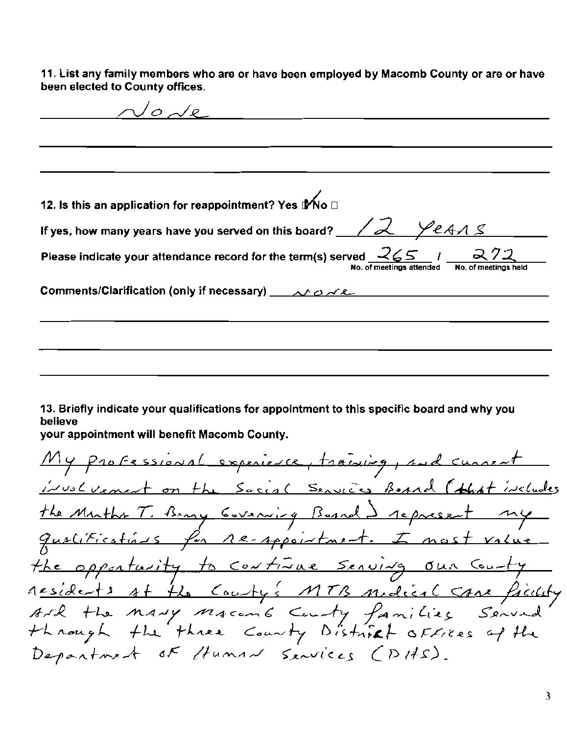11. List any family members who are or have been employed by Macomb County or are or have been elected to County offices.

None

12. Is this an application for reappointment? Yes ☑ No ☐

If yes, how many years have you served on this board? 12 years

Please indicate your attendance record for the term(s) served 265 / 272
No. of meetings attended / No. of meetings held

Comments/Clarification (only if necessary) none

13. Briefly indicate your qualifications for appointment to this specific board and why you believe
your appointment will benefit Macomb County.

My professional experience, training, and current involvement on the Social Services Board (that includes the Martha T. Berry Governing Board) represent my qualifications for re-appointment. I most value the opportunity to continue serving our County residents at the County's MTB medical care facility and the many Macomb County families served through the three County District offices of the Department of Human Services (DHS).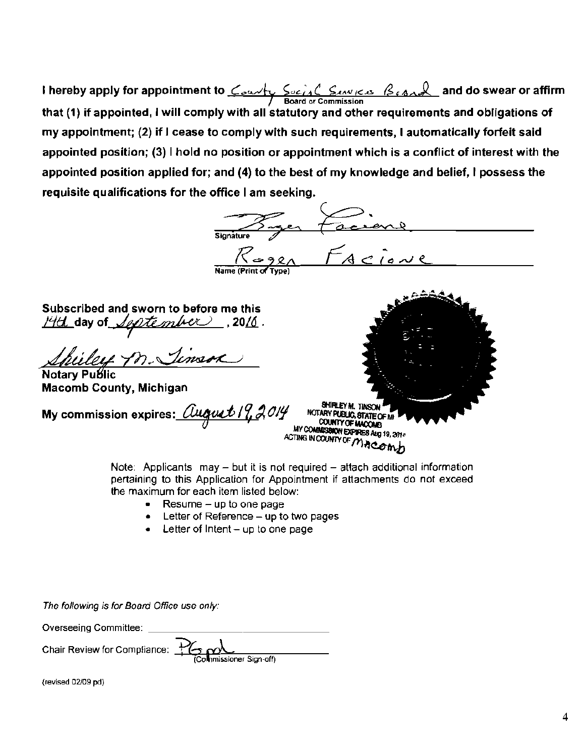**I hereby apply for appointment to** County Social Services Board **and do swear or affirm**
Board or Commission

**that (1) if appointed, I will comply with all statutory and other requirements and obligations of my appointment; (2) if I cease to comply with such requirements, I automatically forfeit said appointed position; (3) I hold no position or appointment which is a conflict of interest with the appointed position applied for; and (4) to the best of my knowledge and belief, I possess the requisite qualifications for the office I am seeking.**

Roger Facione
Signature

Roger Facione
Name (Print or Type)

**Subscribed and sworn to before me this**
14th **day of** September **, 20**16 **.**

Shirley M. Tinson
**Notary Public**
**Macomb County, Michigan**

**My commission expires:** August 19, 2014

SHIRLEY M. TINSON
NOTARY PUBLIC, STATE OF MI
COUNTY OF MACOMB
MY COMMISSION EXPIRES Aug 19, 2014
ACTING IN COUNTY OF Macomb

Note: Applicants may – but it is not required – attach additional information pertaining to this Application for Appointment if attachments do not exceed the maximum for each item listed below:

- Resume – up to one page
- Letter of Reference – up to two pages
- Letter of Intent – up to one page

*The following is for Board Office use only:*

Overseeing Committee: \_\_\_\_\_\_\_\_\_\_\_\_\_\_\_\_\_\_\_\_

Chair Review for Compliance: PG pd
(Commissioner Sign-off)

(revised 02/09 pd)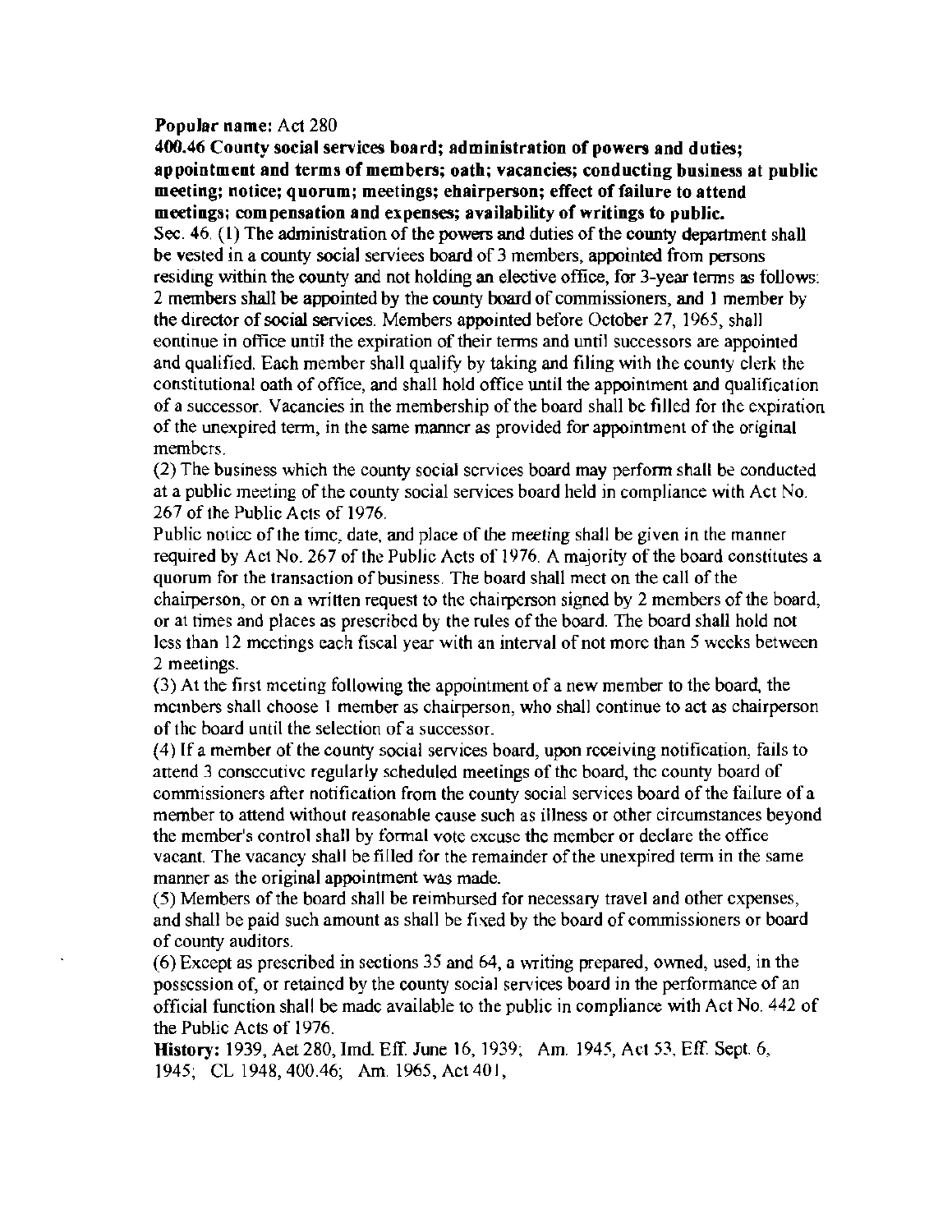**Popular name:** Act 280

**400.46 County social services board; administration of powers and duties; appointment and terms of members; oath; vacancies; conducting business at public meeting; notice; quorum; meetings; chairperson; effect of failure to attend meetings; compensation and expenses; availability of writings to public.**

Sec. 46. (1) The administration of the powers and duties of the county department shall be vested in a county social services board of 3 members, appointed from persons residing within the county and not holding an elective office, for 3-year terms as follows: 2 members shall be appointed by the county board of commissioners, and 1 member by the director of social services. Members appointed before October 27, 1965, shall continue in office until the expiration of their terms and until successors are appointed and qualified. Each member shall qualify by taking and filing with the county clerk the constitutional oath of office, and shall hold office until the appointment and qualification of a successor. Vacancies in the membership of the board shall be filled for the expiration of the unexpired term, in the same manner as provided for appointment of the original members.

(2) The business which the county social services board may perform shall be conducted at a public meeting of the county social services board held in compliance with Act No. 267 of the Public Acts of 1976.

Public notice of the time, date, and place of the meeting shall be given in the manner required by Act No. 267 of the Public Acts of 1976. A majority of the board constitutes a quorum for the transaction of business. The board shall meet on the call of the chairperson, or on a written request to the chairperson signed by 2 members of the board, or at times and places as prescribed by the rules of the board. The board shall hold not less than 12 meetings each fiscal year with an interval of not more than 5 weeks between 2 meetings.

(3) At the first meeting following the appointment of a new member to the board, the members shall choose 1 member as chairperson, who shall continue to act as chairperson of the board until the selection of a successor.

(4) If a member of the county social services board, upon receiving notification, fails to attend 3 consecutive regularly scheduled meetings of the board, the county board of commissioners after notification from the county social services board of the failure of a member to attend without reasonable cause such as illness or other circumstances beyond the member's control shall by formal vote excuse the member or declare the office vacant. The vacancy shall be filled for the remainder of the unexpired term in the same manner as the original appointment was made.

(5) Members of the board shall be reimbursed for necessary travel and other expenses, and shall be paid such amount as shall be fixed by the board of commissioners or board of county auditors.

(6) Except as prescribed in sections 35 and 64, a writing prepared, owned, used, in the possession of, or retained by the county social services board in the performance of an official function shall be made available to the public in compliance with Act No. 442 of the Public Acts of 1976.

**History:** 1939, Act 280, Imd. Eff. June 16, 1939; Am. 1945, Act 53, Eff. Sept. 6, 1945; CL 1948, 400.46; Am. 1965, Act 401,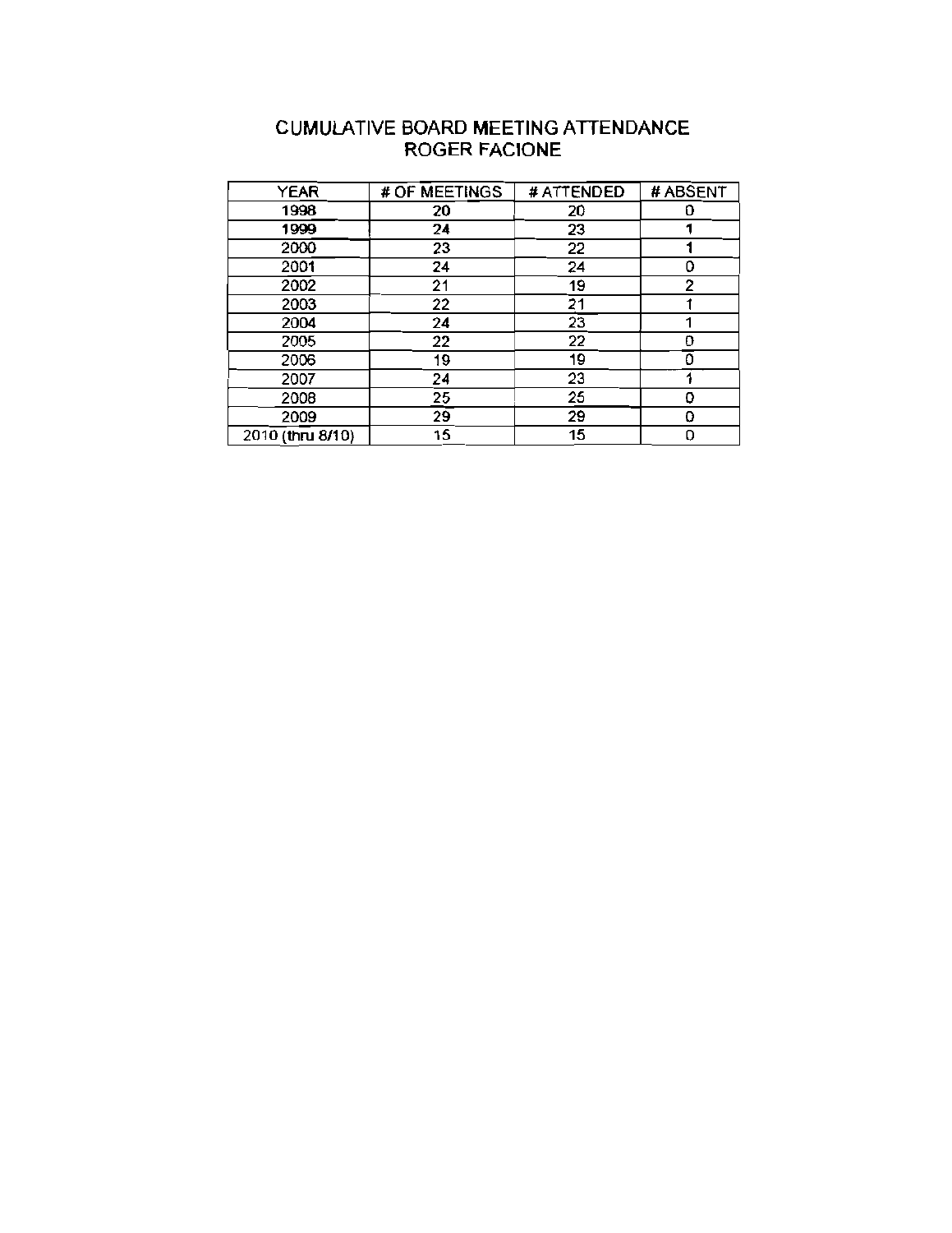# CUMULATIVE BOARD MEETING ATTENDANCE
## ROGER FACIONE

| YEAR | # OF MEETINGS | # ATTENDED | # ABSENT |
|---|---|---|---|
| 1998 | 20 | 20 | 0 |
| 1999 | 24 | 23 | 1 |
| 2000 | 23 | 22 | 1 |
| 2001 | 24 | 24 | 0 |
| 2002 | 21 | 19 | 2 |
| 2003 | 22 | 21 | 1 |
| 2004 | 24 | 23 | 1 |
| 2005 | 22 | 22 | 0 |
| 2006 | 19 | 19 | 0 |
| 2007 | 24 | 23 | 1 |
| 2008 | 25 | 25 | 0 |
| 2009 | 29 | 29 | 0 |
| 2010 (thru 8/10) | 15 | 15 | 0 |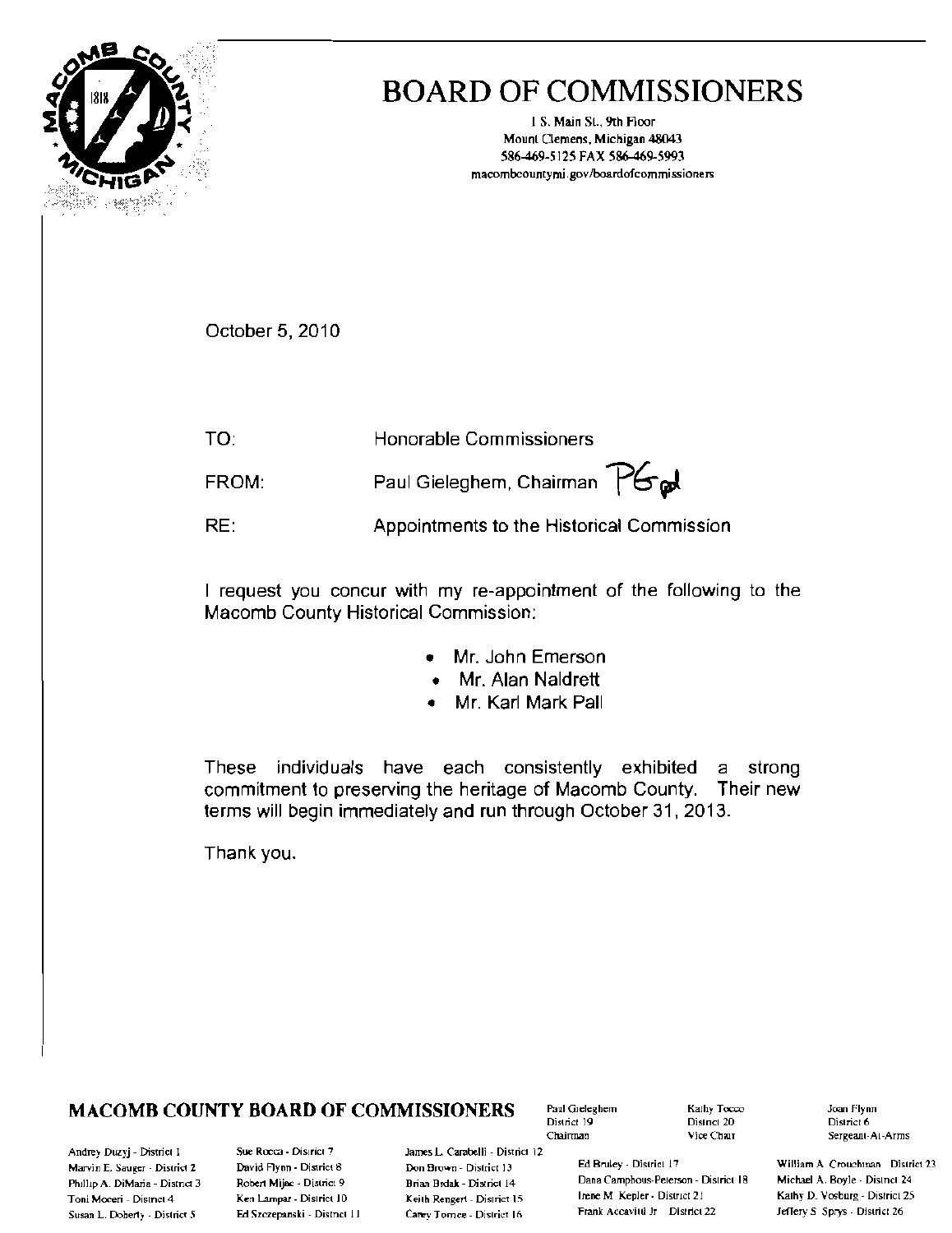# BOARD OF COMMISSIONERS

1 S. Main St., 9th Floor
Mount Clemens, Michigan 48043
586-469-5125 FAX 586-469-5993
macombcountymi.gov/boardofcommissioners

October 5, 2010

TO: Honorable Commissioners

FROM: Paul Gieleghem, Chairman

RE: Appointments to the Historical Commission

I request you concur with my re-appointment of the following to the Macomb County Historical Commission:

- Mr. John Emerson
- Mr. Alan Naldrett
- Mr. Karl Mark Pall

These individuals have each consistently exhibited a strong commitment to preserving the heritage of Macomb County. Their new terms will begin immediately and run through October 31, 2013.

Thank you.

**MACOMB COUNTY BOARD OF COMMISSIONERS**

Paul Gieleghem, District 19, Chairman
Kathy Tocco, District 20, Vice Chair
Joan Flynn, District 6, Sergeant-At-Arms

Andrey Duzyj - District 1
Marvin E. Sauger - District 2
Phillip A. DiMaria - District 3
Toni Moceri - District 4
Susan L. Doherty - District 5
Sue Rocca - District 7
David Flynn - District 8
Robert Mijac - District 9
Ken Lampar - District 10
Ed Szczepanski - District 11
James L. Carabelli - District 12
Don Brown - District 13
Brian Brdak - District 14
Keith Rengert - District 15
Carey Torrice - District 16
Ed Bruley - District 17
Dana Camphous-Peterson - District 18
Irene M. Kepler - District 21
Frank Accavitti Jr. - District 22
William A. Crouchman - District 23
Michael A. Boyle - District 24
Kathy D. Vosburg - District 25
Jeffery S. Sprys - District 26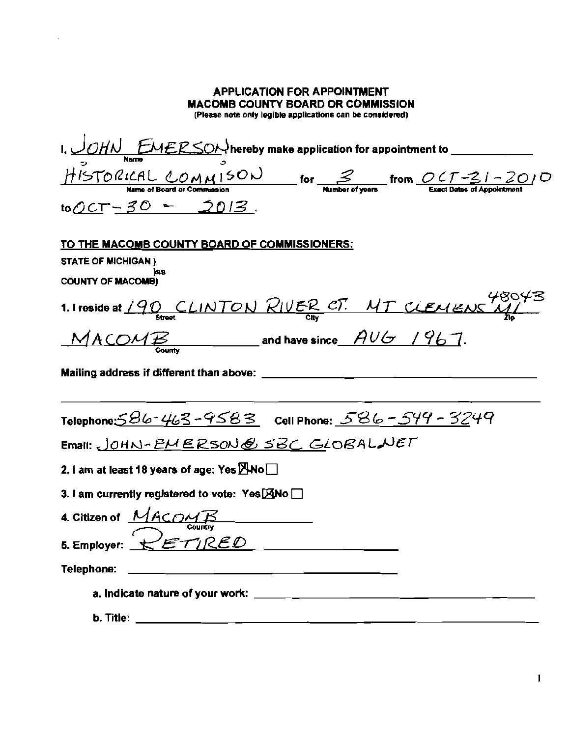# APPLICATION FOR APPOINTMENT
## MACOMB COUNTY BOARD OR COMMISSION

(Please note only legible applications can be considered)

I, JOHN EMERSON hereby make application for appointment to ____________
Name

HISTORICAL COMMISSION for 3 from OCT-31-2010
Name of Board or Commission — Number of years — Exact Dates of Appointment

to OCT-30 - 2013.

**TO THE MACOMB COUNTY BOARD OF COMMISSIONERS:**

STATE OF MICHIGAN )
)ss
COUNTY OF MACOMB)

1. I reside at 190 CLINTON RIVER CT. MT CLEMENS MI 48043
Street — City — Zip

MACOMB and have since AUG 1967.
County

Mailing address if different than above: ____________

Telephone: 586-463-9583 Cell Phone: 586-549-3249

Email: JOHN-EMERSON@SBCGLOBAL.NET

2. I am at least 18 years of age: Yes ☒ No ☐

3. I am currently registered to vote: Yes ☒ No ☐

4. Citizen of MACOMB
Country

5. Employer: RETIRED

Telephone: ____________

a. Indicate nature of your work: ____________

b. Title: ____________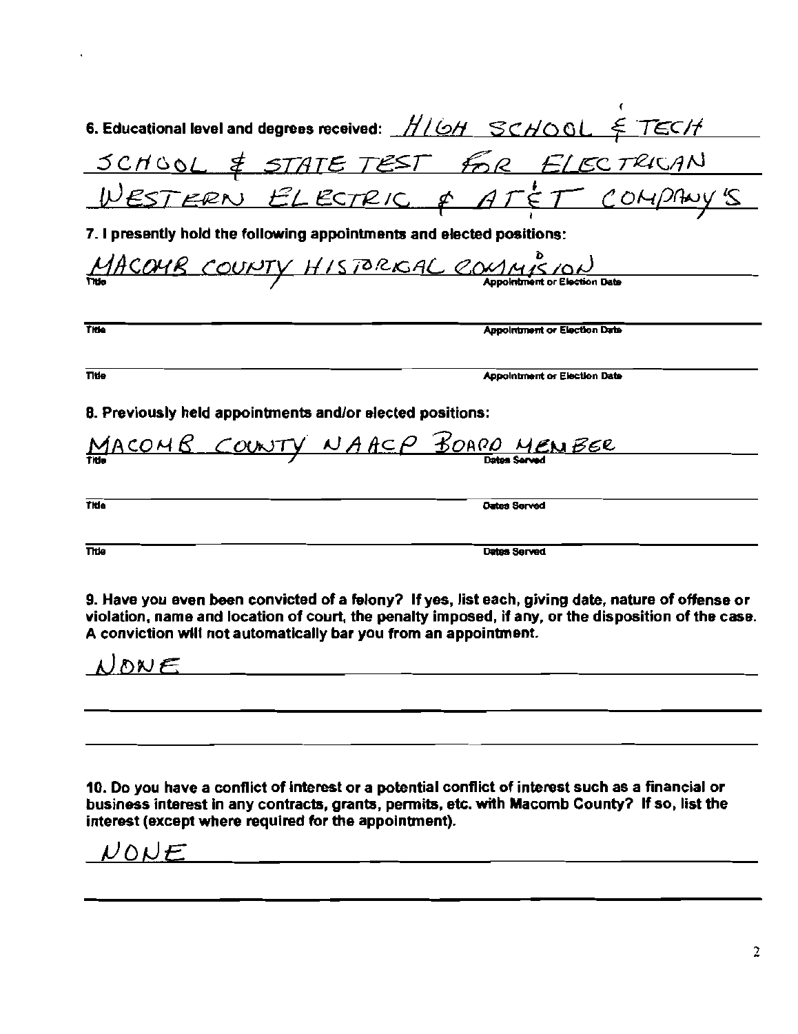6. Educational level and degrees received: HIGH SCHOOL & TECH SCHOOL & STATE TEST FOR ELECTRICAN WESTERN ELECTRIC & AT&T COMPANY'S

7. I presently hold the following appointments and elected positions:

| Title | Appointment or Election Date |
|---|---|
| MACOMB COUNTY HISTORICAL COMMISSION | |
| | |
| | |

8. Previously held appointments and/or elected positions:

| Title | Dates Served |
|---|---|
| MACOMB COUNTY NAACP BOARD MEMBER | |
| | |
| | |

9. Have you even been convicted of a felony? If yes, list each, giving date, nature of offense or violation, name and location of court, the penalty imposed, if any, or the disposition of the case. A conviction will not automatically bar you from an appointment.

NONE

10. Do you have a conflict of interest or a potential conflict of interest such as a financial or business interest in any contracts, grants, permits, etc. with Macomb County? If so, list the interest (except where required for the appointment).

NONE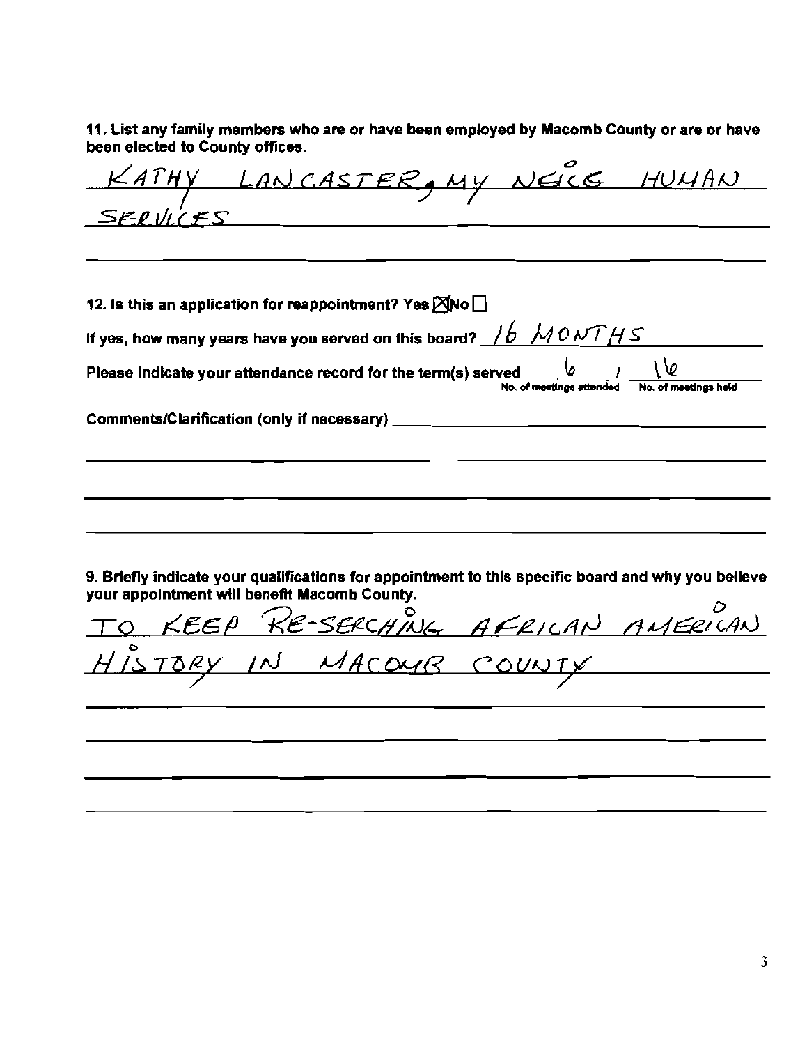11. List any family members who are or have been employed by Macomb County or are or have been elected to County offices.

KATHY LANCASTER, MY NEICE HUMAN SERVICES

12. Is this an application for reappointment? Yes ☒ No ☐

If yes, how many years have you served on this board? 16 MONTHS

Please indicate your attendance record for the term(s) served 16 / 16
No. of meetings attended / No. of meetings held

Comments/Clarification (only if necessary) ______

9. Briefly indicate your qualifications for appointment to this specific board and why you believe your appointment will benefit Macomb County.

TO KEEP RE-SERCHING AFRICAN AMERICAN HISTORY IN MACOMB COUNTY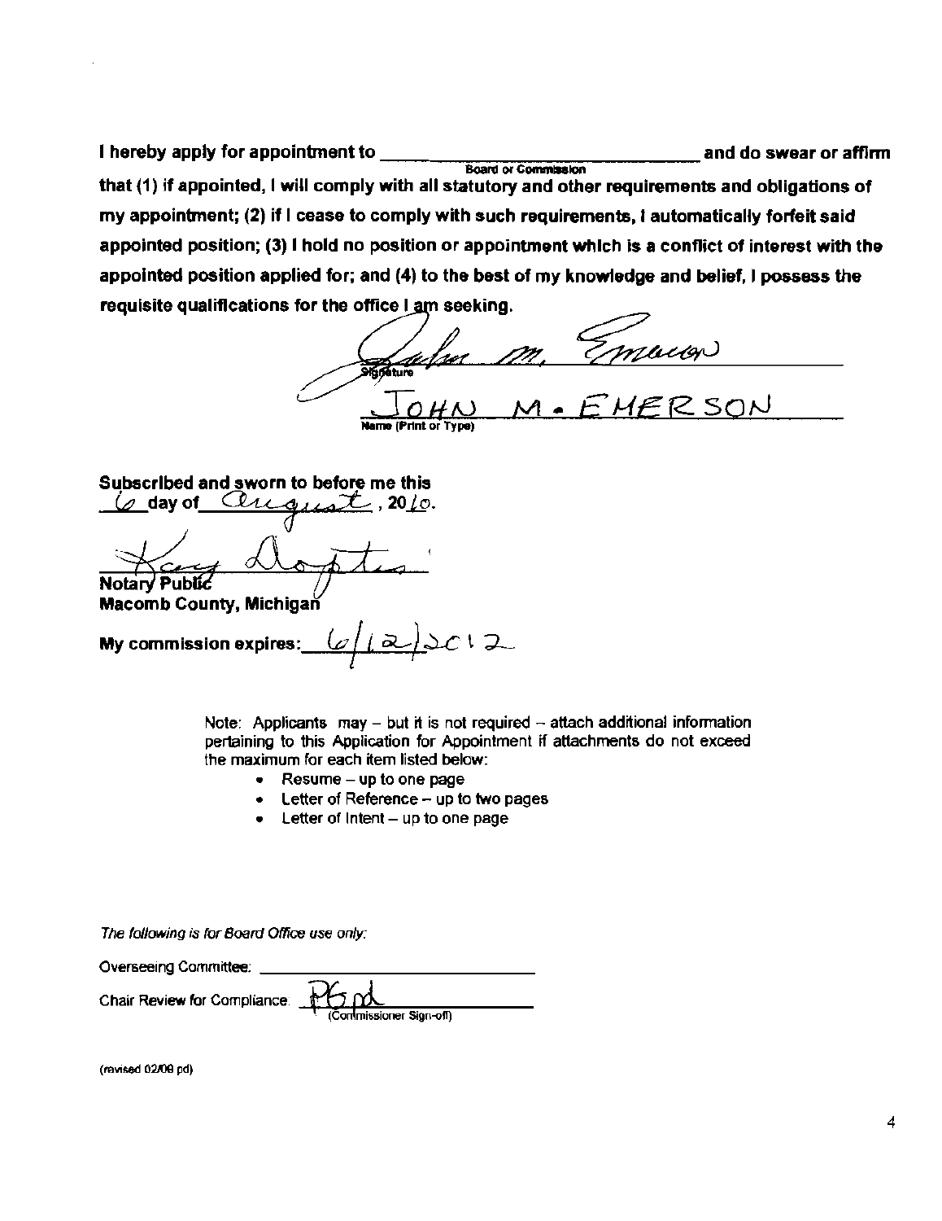**I hereby apply for appointment to ______________________________ and do swear or affirm**
**Board or Commission**

**that (1) if appointed, I will comply with all statutory and other requirements and obligations of my appointment; (2) if I cease to comply with such requirements, I automatically forfeit said appointed position; (3) I hold no position or appointment which is a conflict of interest with the appointed position applied for; and (4) to the best of my knowledge and belief, I possess the requisite qualifications for the office I am seeking.**

John M. Emerson
**Signature**

JOHN M. EMERSON
**Name (Print or Type)**

**Subscribed and sworn to before me this**
6 **day of** August **, 20**10**.**

Kay Doptis
**Notary Public**
**Macomb County, Michigan**

**My commission expires:** 6/12/2012

Note: Applicants may – but it is not required – attach additional information pertaining to this Application for Appointment if attachments do not exceed the maximum for each item listed below:

- Resume – up to one page
- Letter of Reference – up to two pages
- Letter of Intent – up to one page

*The following is for Board Office use only:*

Overseeing Committee: ______________________________

Chair Review for Compliance: PGpd
(Commissioner Sign-off)

(revised 02/09 pd)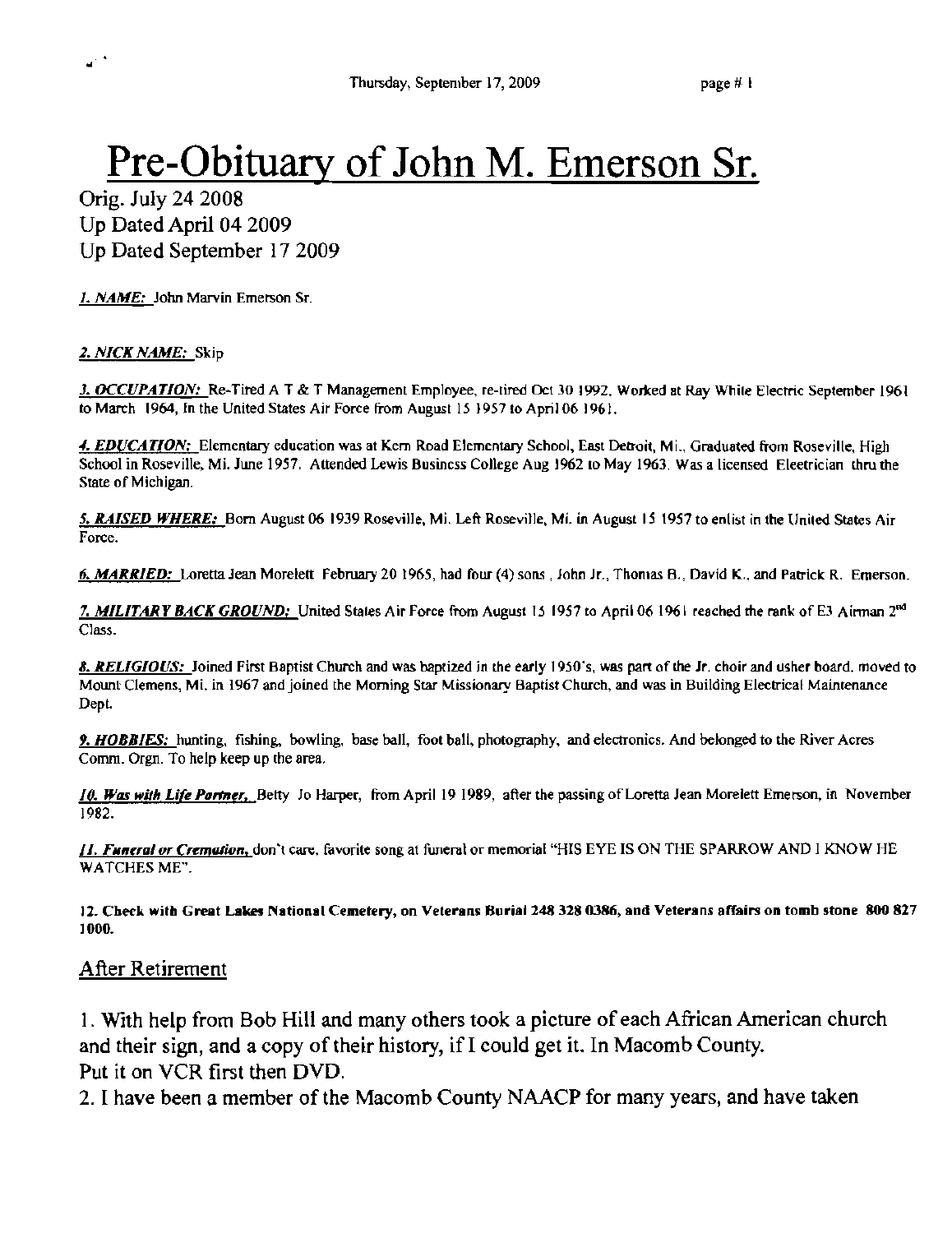# Pre-Obituary of John M. Emerson Sr.

Orig. July 24 2008
Up Dated April 04 2009
Up Dated September 17 2009

*1. NAME:* John Marvin Emerson Sr.

*2. NICK NAME:* Skip

*3. OCCUPATION:* Re-Tired A T & T Management Employee, re-tired Oct 30 1992. Worked at Ray White Electric September 1961 to March 1964, In the United States Air Force from August 15 1957 to April 06 1961.

*4. EDUCATION:* Elementary education was at Kern Road Elementary School, East Detroit, Mi., Graduated from Roseville, High School in Roseville, Mi. June 1957. Attended Lewis Business College Aug 1962 to May 1963. Was a licensed Electrician thru the State of Michigan.

*5. RAISED WHERE:* Born August 06 1939 Roseville, Mi. Left Roseville, Mi. in August 15 1957 to enlist in the United States Air Force.

*6. MARRIED:* Loretta Jean Morelett February 20 1965, had four (4) sons , John Jr., Thomas B., David K., and Patrick R. Emerson.

*7. MILITARY BACK GROUND:* United States Air Force from August 15 1957 to April 06 1961 reached the rank of E3 Airman 2nd Class.

*8. RELIGIOUS:* Joined First Baptist Church and was baptized in the early 1950's, was part of the Jr. choir and usher board. moved to Mount Clemens, Mi. in 1967 and joined the Morning Star Missionary Baptist Church, and was in Building Electrical Maintenance Dept.

*9. HOBBIES:* hunting, fishing, bowling, base ball, foot ball, photography, and electronics. And belonged to the River Acres Comm. Orgn. To help keep up the area.

*10. Was with Life Partner,* Betty Jo Harper, from April 19 1989, after the passing of Loretta Jean Morelett Emerson, in November 1982.

*11. Funeral or Cremation,* don't care, favorite song at funeral or memorial "HIS EYE IS ON THE SPARROW AND I KNOW HE WATCHES ME".

**12. Check with Great Lakes National Cemetery, on Veterans Burial 248 328 0386, and Veterans affairs on tomb stone 800 827 1000.**

## After Retirement

1. With help from Bob Hill and many others took a picture of each African American church and their sign, and a copy of their history, if I could get it. In Macomb County. Put it on VCR first then DVD.
2. I have been a member of the Macomb County NAACP for many years, and have taken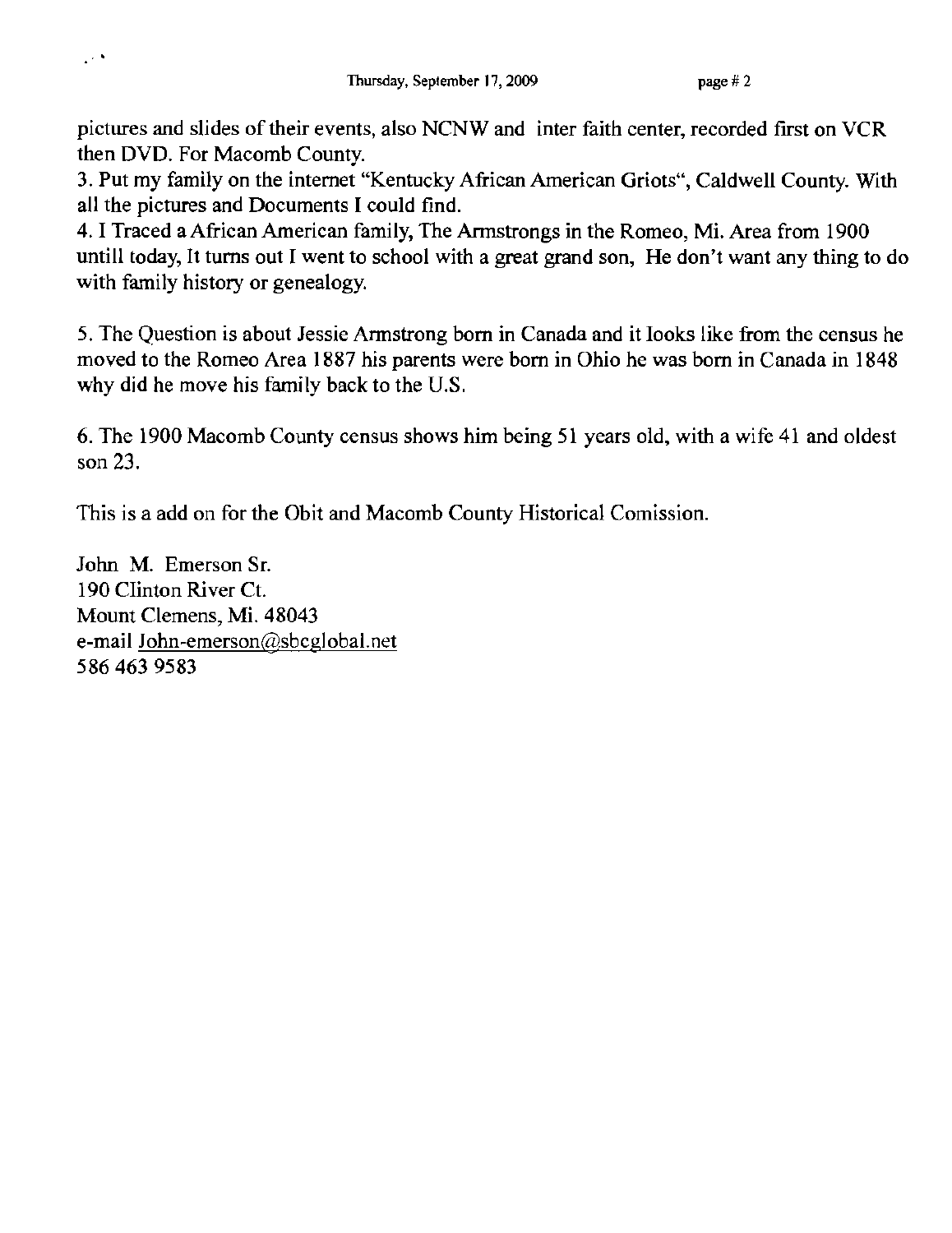pictures and slides of their events, also NCNW and  inter faith center, recorded first on VCR then DVD. For Macomb County.

3. Put my family on the internet "Kentucky African American Griots", Caldwell County. With all the pictures and Documents I could find.

4. I Traced a African American family, The Armstrongs in the Romeo, Mi. Area from 1900 untill today, It turns out I went to school with a great grand son,  He don't want any thing to do with family history or genealogy.

5. The Question is about Jessie Armstrong born in Canada and it looks like from the census he moved to the Romeo Area 1887 his parents were born in Ohio he was born in Canada in 1848 why did he move his family back to the U.S.

6. The 1900 Macomb County census shows him being 51 years old, with a wife 41 and oldest son 23.

This is a add on for the Obit and Macomb County Historical Comission.

John  M.  Emerson Sr.  
190 Clinton River Ct.  
Mount Clemens, Mi. 48043  
e-mail John-emerson@sbcglobal.net  
586 463 9583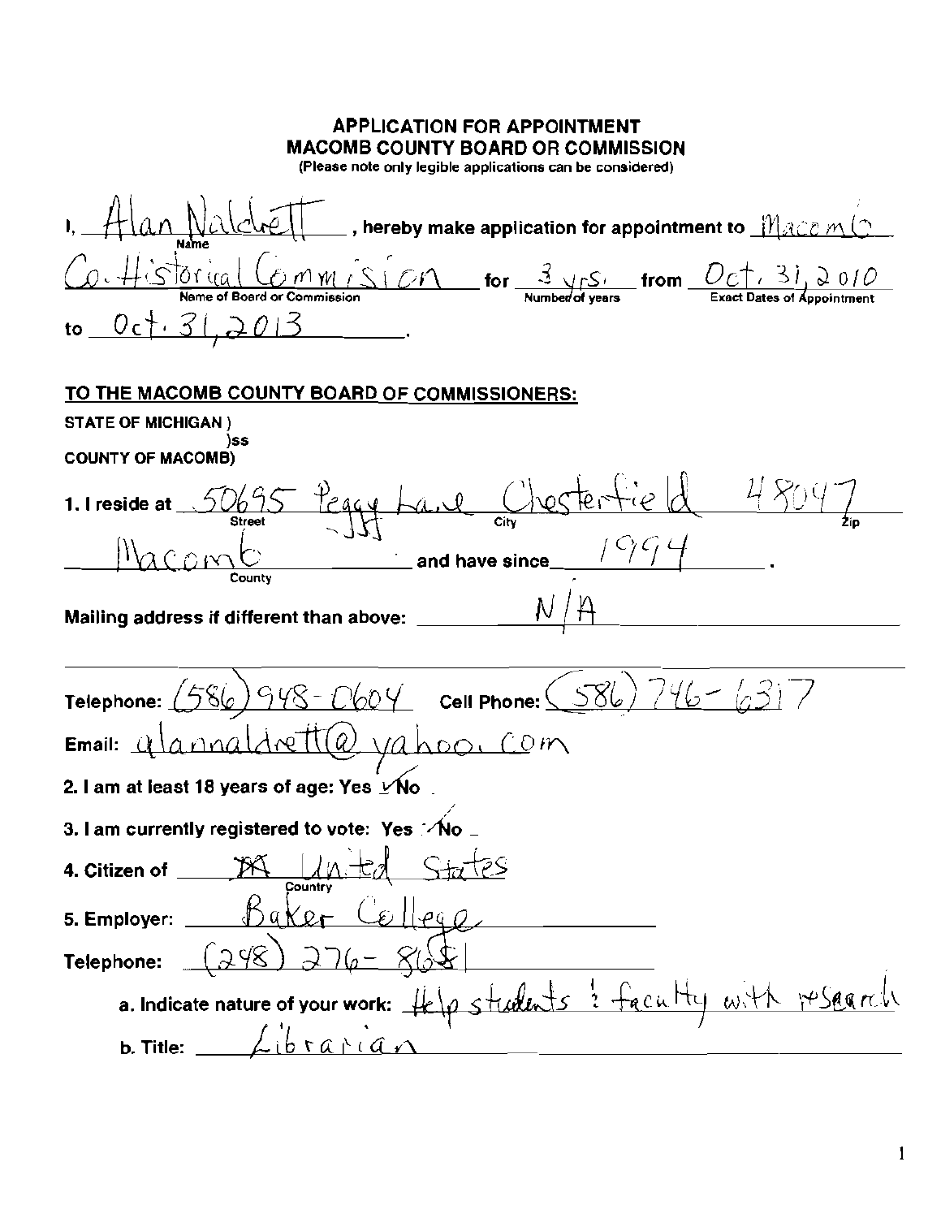# APPLICATION FOR APPOINTMENT
## MACOMB COUNTY BOARD OR COMMISSION
(Please note only legible applications can be considered)

I, Alan Naldrett (Name), hereby make application for appointment to Macomb Co. Historical Commision (Name of Board or Commission) for 3 yrs. (Number of years) from Oct. 31, 2010 (Exact Dates of Appointment) to Oct. 31, 2013.

**TO THE MACOMB COUNTY BOARD OF COMMISSIONERS:**

STATE OF MICHIGAN )
)ss
COUNTY OF MACOMB)

1. I reside at 50695 Peggy Lane (Street) Chesterfield (City) 48047 (Zip)
Macomb (County) and have since 1994.

Mailing address if different than above: N/A

Telephone: (586) 948-0604 Cell Phone: (586) 746-6317

Email: alannaldrett@yahoo.com

2. I am at least 18 years of age: Yes ✓ No

3. I am currently registered to vote: Yes ✓ No

4. Citizen of United States (Country)

5. Employer: Baker College

Telephone: (248) 276-8681

a. Indicate nature of your work: Help students & faculty with research

b. Title: Librarian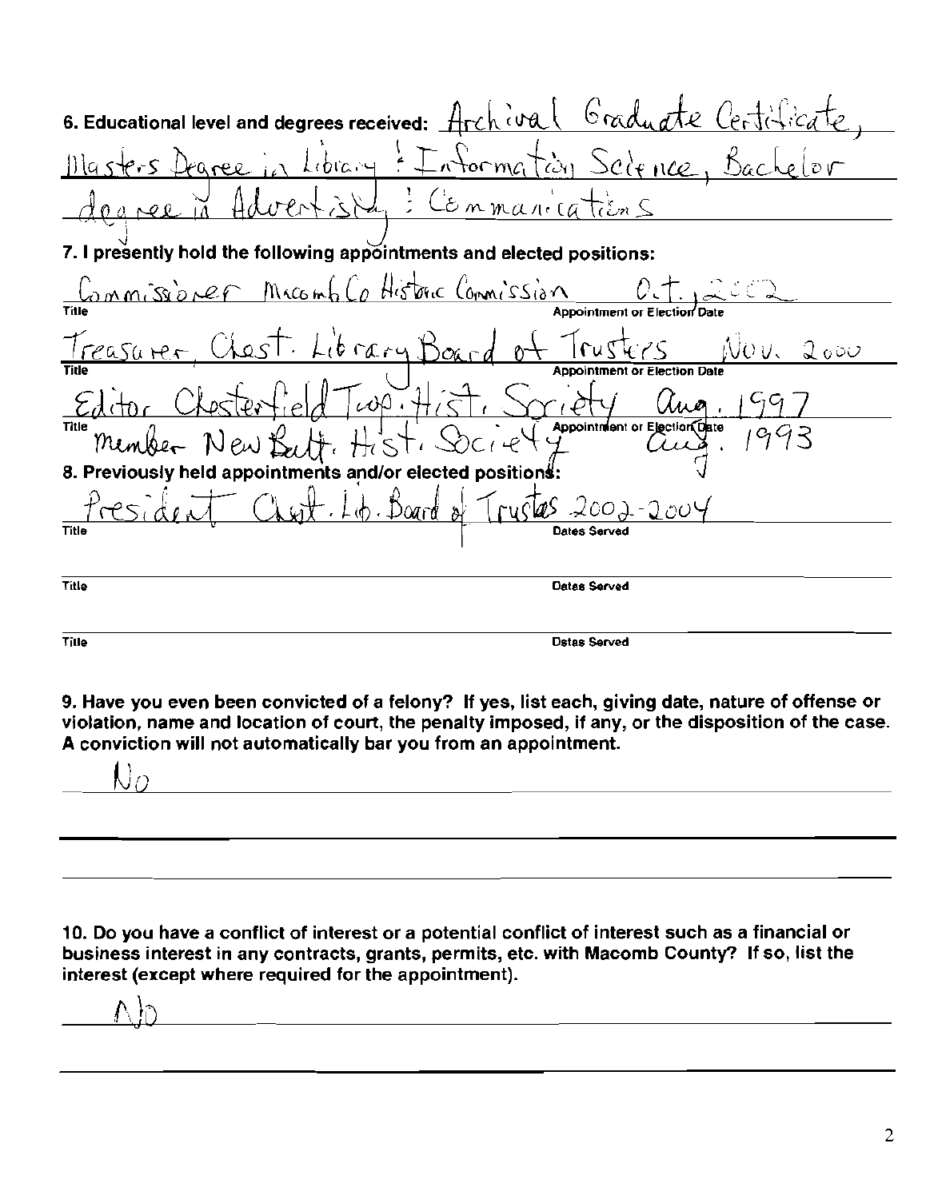6. Educational level and degrees received: Archival Graduate Certificate, Masters Degree in Library & Information Science, Bachelor degree in Advertising & Communications

7. I presently hold the following appointments and elected positions:

| Title | Appointment or Election Date |
| --- | --- |
| Commissioner Macomb Co Historic Commission | Oct. 2002 |
| Treasurer, Chest. Library Board of Trustees | Nov. 2000 |
| Editor Chesterfield Twp. Hist. Society | Aug. 1997 |
| member New Balt. Hist. Society | Aug. 1993 |

8. Previously held appointments and/or elected positions:

| Title | Dates Served |
| --- | --- |
| President Chest. Lib. Board of Trustees | 2002-2004 |
| | |
| | |

9. Have you even been convicted of a felony? If yes, list each, giving date, nature of offense or violation, name and location of court, the penalty imposed, if any, or the disposition of the case. A conviction will not automatically bar you from an appointment.

No

10. Do you have a conflict of interest or a potential conflict of interest such as a financial or business interest in any contracts, grants, permits, etc. with Macomb County? If so, list the interest (except where required for the appointment).

No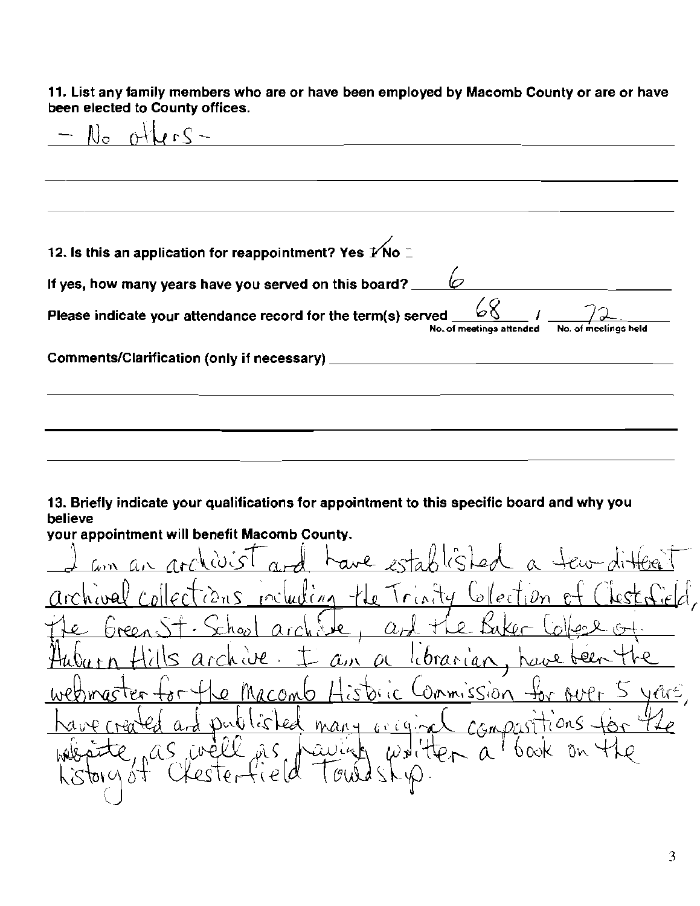**11. List any family members who are or have been employed by Macomb County or are or have been elected to County offices.**

– No others –

**12. Is this an application for reappointment? Yes ☑ No ☐**

**If yes, how many years have you served on this board?** 6

**Please indicate your attendance record for the term(s) served** 68 / 72
No. of meetings attended / No. of meetings held

**Comments/Clarification (only if necessary)**

**13. Briefly indicate your qualifications for appointment to this specific board and why you believe your appointment will benefit Macomb County.**

I am an archivist and have established a few different archival collections including the Trinity Collection of Chesterfield, the Green St. School archive, and the Baker College of Auburn Hills archive. I am a librarian, have been the webmaster for the Macomb Historic Commission for over 5 years, have created and published many original compositions for the website, as well as having written a book on the history of Chesterfield Township.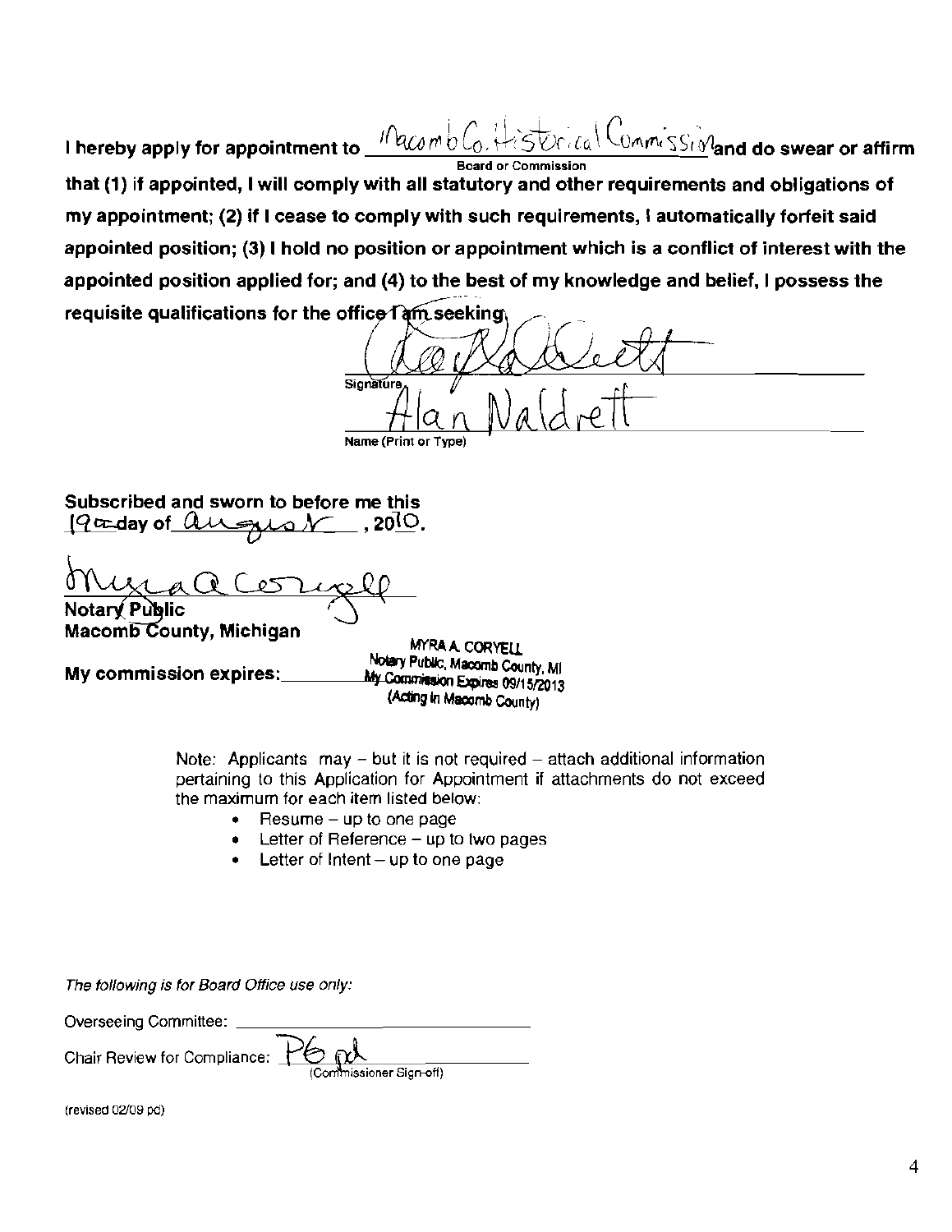I hereby apply for appointment to Macomb Co. Historical Commission and do swear or affirm

Board or Commission

**that (1) if appointed, I will comply with all statutory and other requirements and obligations of my appointment; (2) if I cease to comply with such requirements, I automatically forfeit said appointed position; (3) I hold no position or appointment which is a conflict of interest with the appointed position applied for; and (4) to the best of my knowledge and belief, I possess the requisite qualifications for the office I am seeking.**

Signature

Alan Naldrett

Name (Print or Type)

**Subscribed and sworn to before me this 19th day of August, 2010.**

**Notary Public**
**Macomb County, Michigan**

**My commission expires:** MYRA A. CORYELL
Notary Public, Macomb County, MI
My Commission Expires 09/15/2013
(Acting in Macomb County)

Note: Applicants may – but it is not required – attach additional information pertaining to this Application for Appointment if attachments do not exceed the maximum for each item listed below:

- Resume – up to one page
- Letter of Reference – up to two pages
- Letter of Intent – up to one page

*The following is for Board Office use only:*

Overseeing Committee: \_\_\_\_\_\_\_\_\_\_\_\_\_\_\_\_\_\_\_\_

Chair Review for Compliance: PG pd
(Commissioner Sign-off)

(revised 02/09 pd)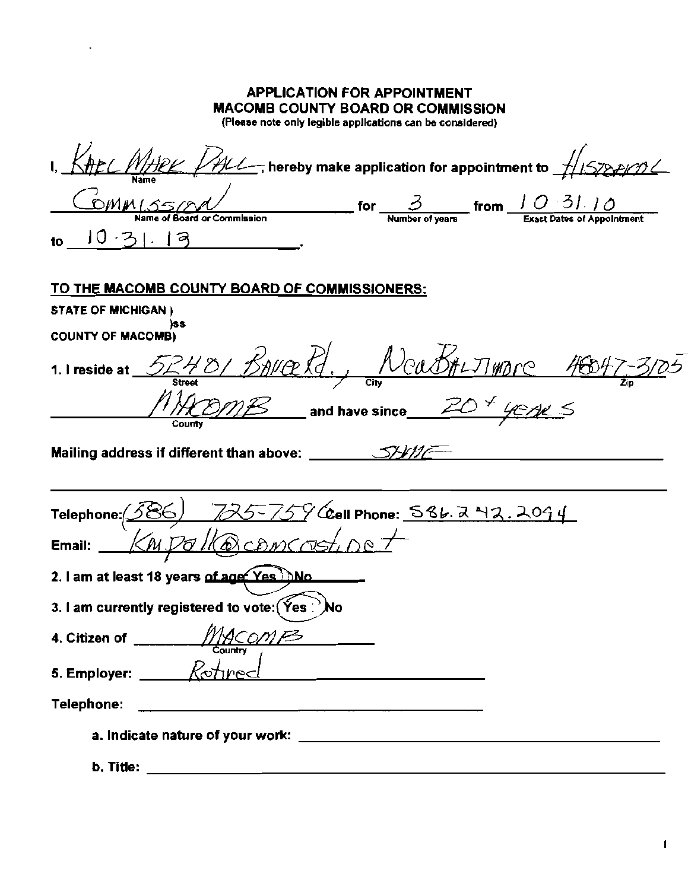# APPLICATION FOR APPOINTMENT
## MACOMB COUNTY BOARD OR COMMISSION

(Please note only legible applications can be considered)

I, Karl Mark Dall (Name), hereby make application for appointment to Historical Commission (Name of Board or Commission) for 3 (Number of years) from 10.31.10 (Exact Dates of Appointment) to 10.31.13.

**TO THE MACOMB COUNTY BOARD OF COMMISSIONERS:**

STATE OF MICHIGAN )
)ss
COUNTY OF MACOMB)

1. I reside at 52401 Bauer Rd. (Street), New Baltimore (City) 48047-3105 (Zip)
Macomb (County) and have since 20+ years

Mailing address if different than above: Same

Telephone: (586) 725-7596 Cell Phone: 586.242.2094

Email: Kmdall@comcast.net

2. I am at least 18 years of age: **Yes** No

3. I am currently registered to vote: **Yes** No

4. Citizen of Macomb (Country)

5. Employer: Retired

Telephone:

a. Indicate nature of your work:

b. Title: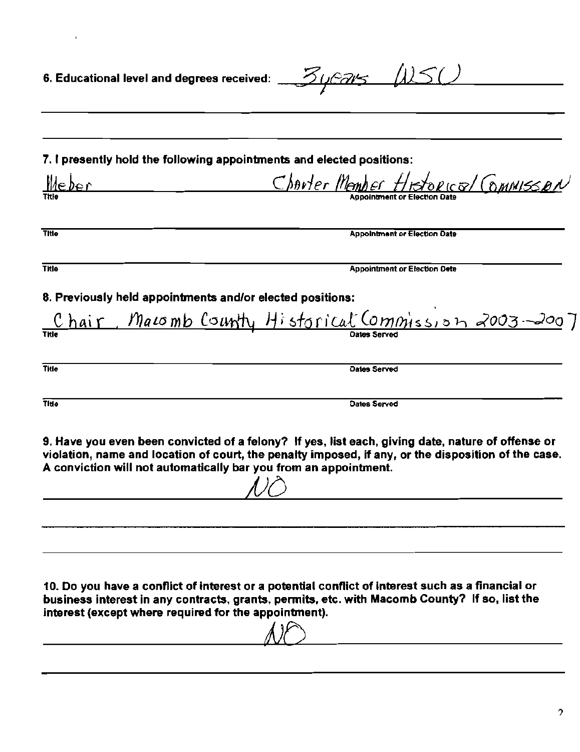6. Educational level and degrees received: 3 years WSU

7. I presently hold the following appointments and elected positions:

Weber — Charter Member Historical Commission

Title — Appointment or Election Date

Title — Appointment or Election Date

Title — Appointment or Election Date

8. Previously held appointments and/or elected positions:

Chair, Macomb County Historical Commission 2003-2007

Title — Dates Served

Title — Dates Served

Title — Dates Served

9. Have you even been convicted of a felony? If yes, list each, giving date, nature of offense or violation, name and location of court, the penalty imposed, if any, or the disposition of the case. A conviction will not automatically bar you from an appointment.

NO

10. Do you have a conflict of interest or a potential conflict of interest such as a financial or business interest in any contracts, grants, permits, etc. with Macomb County? If so, list the interest (except where required for the appointment).

NO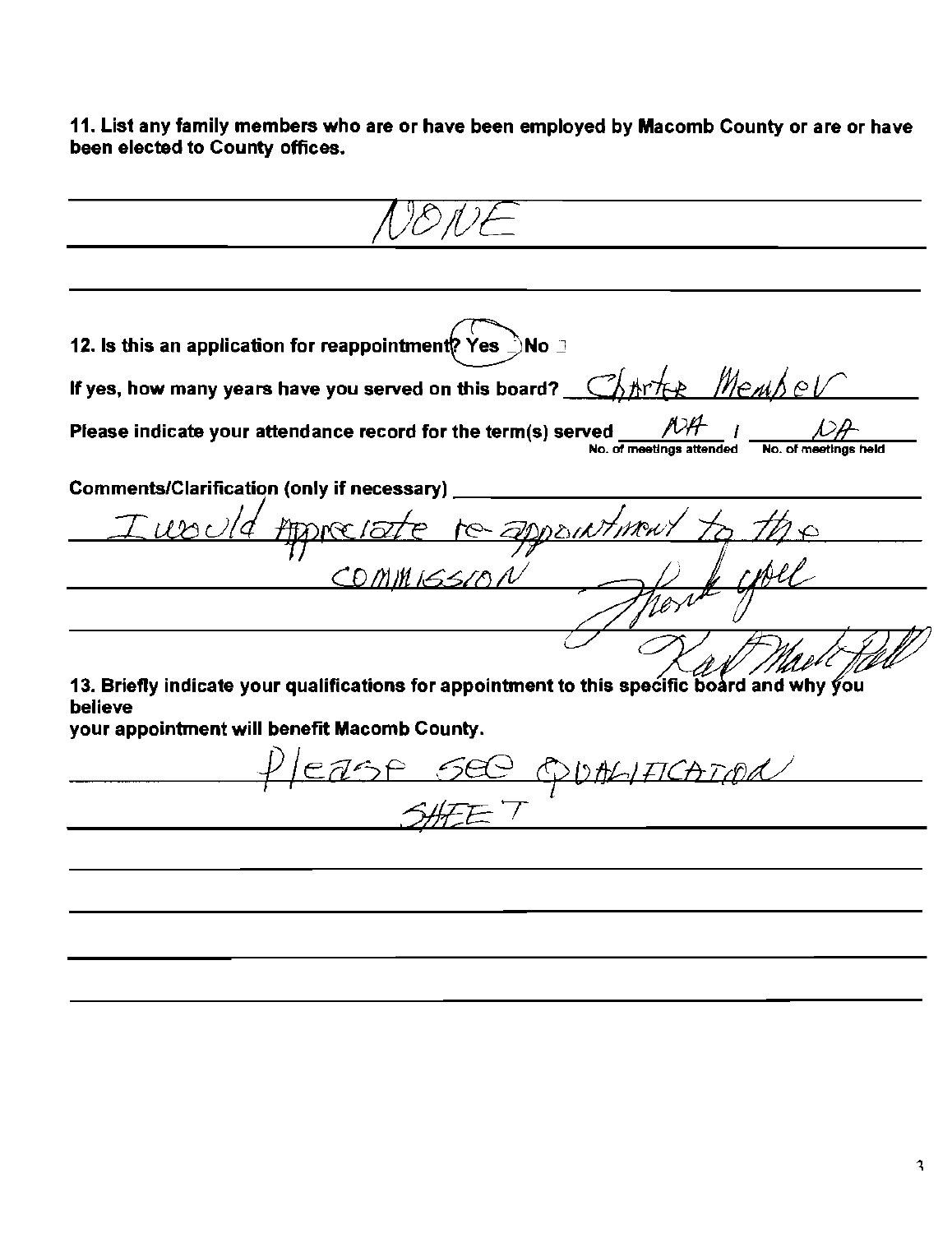**11. List any family members who are or have been employed by Macomb County or are or have been elected to County offices.**

NONE

**12. Is this an application for reappointment? Yes ☒ No ☐**

**If yes, how many years have you served on this board?** Charter Member

**Please indicate your attendance record for the term(s) served** NA / NA
(No. of meetings attended / No. of meetings held)

**Comments/Clarification (only if necessary)**

I would appreciate re-appointment to the COMMISSION

Thank you

Karl Mark Hall

**13. Briefly indicate your qualifications for appointment to this specific board and why you believe your appointment will benefit Macomb County.**

Please see QUALIFICATION SHEET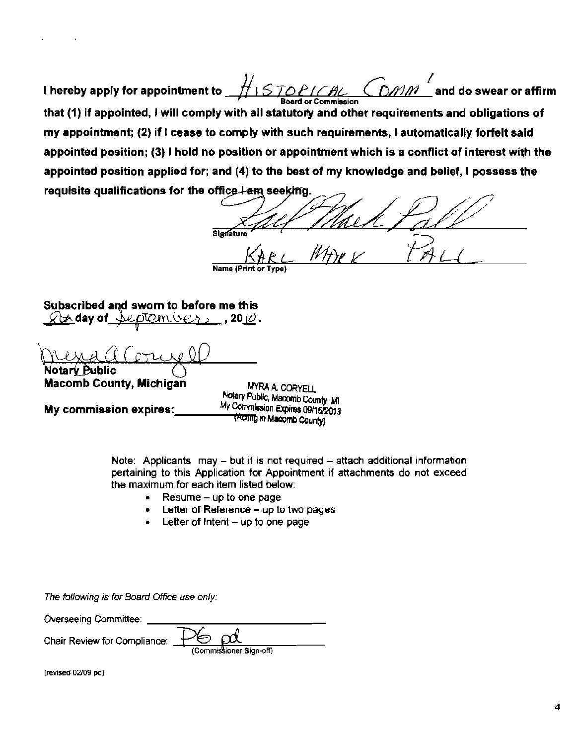**I hereby apply for appointment to** HISTORICAL COMM' **and do swear or affirm**
Board or Commission
**that (1) if appointed, I will comply with all statutory and other requirements and obligations of my appointment; (2) if I cease to comply with such requirements, I automatically forfeit said appointed position; (3) I hold no position or appointment which is a conflict of interest with the appointed position applied for; and (4) to the best of my knowledge and belief, I possess the requisite qualifications for the office I am seeking.**

Karl Mark Pall
Signature

KARL MARK PALL
Name (Print or Type)

**Subscribed and sworn to before me this** 8th **day of** September **, 20**10.

Myra A Coryell
**Notary Public**
**Macomb County, Michigan**

**My commission expires:** MYRA A. CORYELL Notary Public, Macomb County, MI My Commission Expires 09/15/2013 (Acting in Macomb County)

Note: Applicants may – but it is not required – attach additional information pertaining to this Application for Appointment if attachments do not exceed the maximum for each item listed below:

- Resume – up to one page
- Letter of Reference – up to two pages
- Letter of Intent – up to one page

*The following is for Board Office use only:*

Overseeing Committee: ____________________

Chair Review for Compliance: PG pd
(Commissioner Sign-off)

(revised 02/09 pd)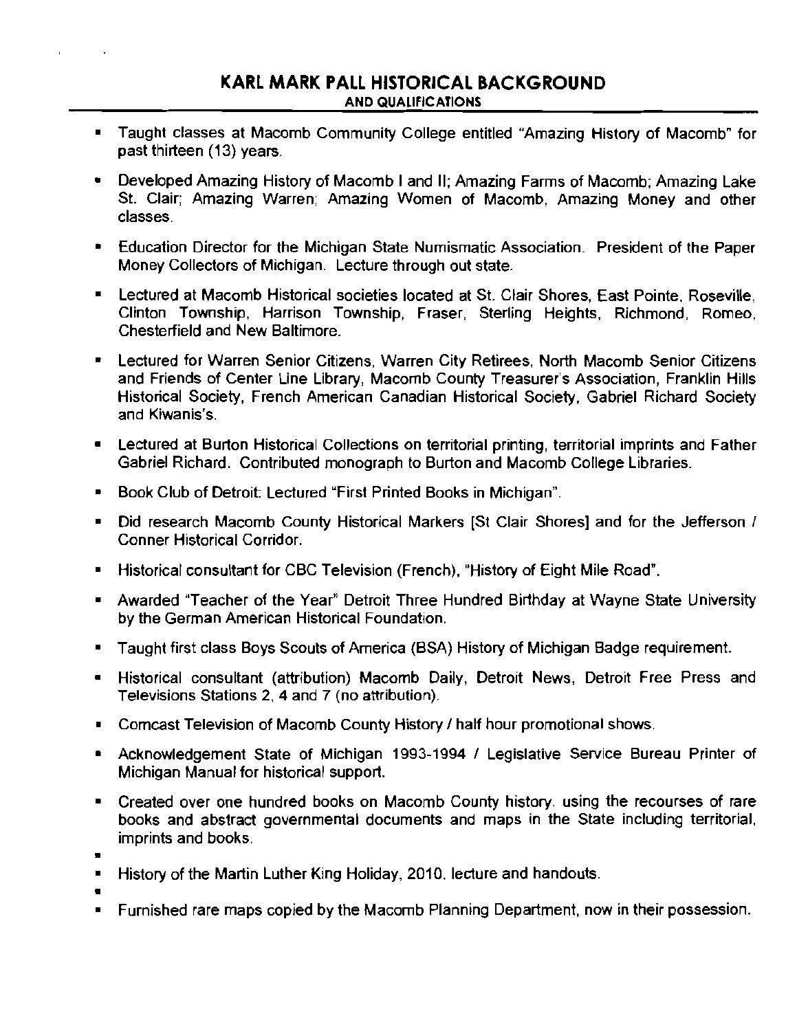# KARL MARK PALL HISTORICAL BACKGROUND

## AND QUALIFICATIONS

- Taught classes at Macomb Community College entitled "Amazing History of Macomb" for past thirteen (13) years.
- Developed Amazing History of Macomb I and II; Amazing Farms of Macomb; Amazing Lake St. Clair; Amazing Warren; Amazing Women of Macomb, Amazing Money and other classes.
- Education Director for the Michigan State Numismatic Association. President of the Paper Money Collectors of Michigan. Lecture through out state.
- Lectured at Macomb Historical societies located at St. Clair Shores, East Pointe, Roseville, Clinton Township, Harrison Township, Fraser, Sterling Heights, Richmond, Romeo, Chesterfield and New Baltimore.
- Lectured for Warren Senior Citizens, Warren City Retirees, North Macomb Senior Citizens and Friends of Center Line Library, Macomb County Treasurer's Association, Franklin Hills Historical Society, French American Canadian Historical Society, Gabriel Richard Society and Kiwanis's.
- Lectured at Burton Historical Collections on territorial printing, territorial imprints and Father Gabriel Richard. Contributed monograph to Burton and Macomb College Libraries.
- Book Club of Detroit: Lectured "First Printed Books in Michigan".
- Did research Macomb County Historical Markers [St Clair Shores] and for the Jefferson / Conner Historical Corridor.
- Historical consultant for CBC Television (French), "History of Eight Mile Road".
- Awarded "Teacher of the Year" Detroit Three Hundred Birthday at Wayne State University by the German American Historical Foundation.
- Taught first class Boys Scouts of America (BSA) History of Michigan Badge requirement.
- Historical consultant (attribution) Macomb Daily, Detroit News, Detroit Free Press and Televisions Stations 2, 4 and 7 (no attribution).
- Comcast Television of Macomb County History / half hour promotional shows.
- Acknowledgement State of Michigan 1993-1994 / Legislative Service Bureau Printer of Michigan Manual for historical support.
- Created over one hundred books on Macomb County history. using the recourses of rare books and abstract governmental documents and maps in the State including territorial, imprints and books.
- History of the Martin Luther King Holiday, 2010. lecture and handouts.
- Furnished rare maps copied by the Macomb Planning Department, now in their possession.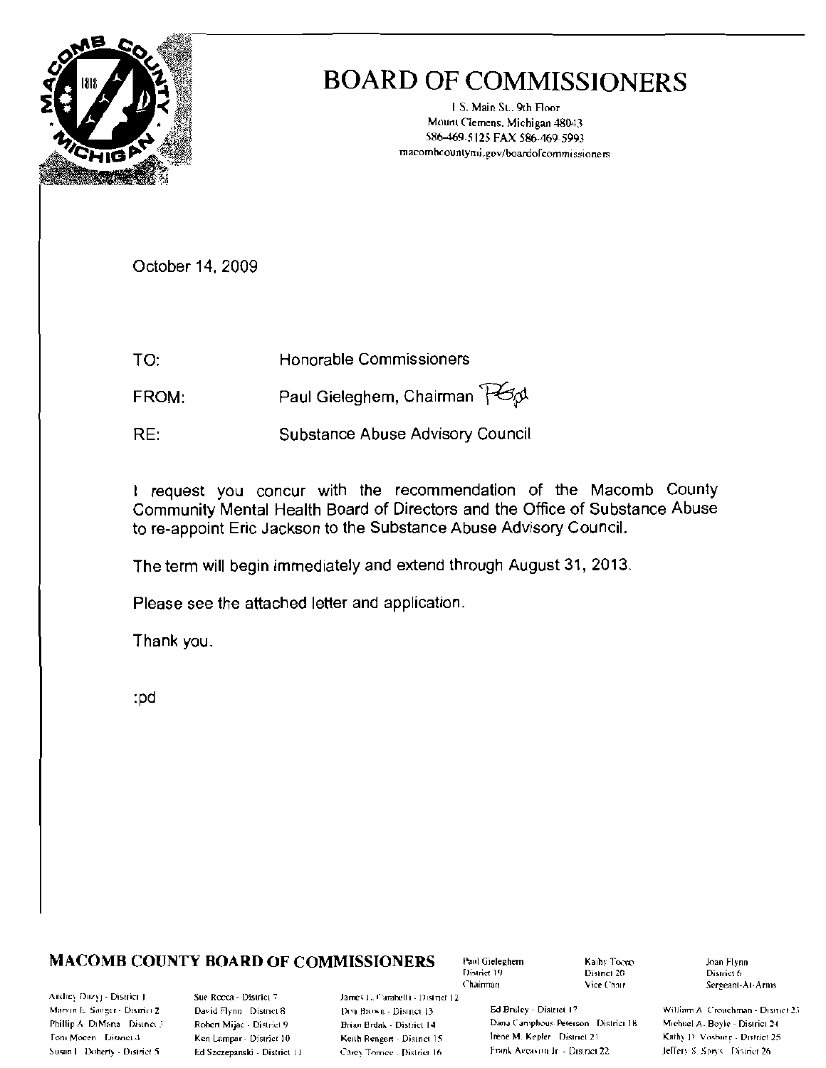# BOARD OF COMMISSIONERS

1 S. Main St., 9th Floor
Mount Clemens, Michigan 48043
586-469-5125 FAX 586-469-5993
macombcountymi.gov/boardofcommissioners

October 14, 2009

TO: Honorable Commissioners

FROM: Paul Gieleghem, Chairman

RE: Substance Abuse Advisory Council

I request you concur with the recommendation of the Macomb County Community Mental Health Board of Directors and the Office of Substance Abuse to re-appoint Eric Jackson to the Substance Abuse Advisory Council.

The term will begin immediately and extend through August 31, 2013.

Please see the attached letter and application.

Thank you.

:pd

**MACOMB COUNTY BOARD OF COMMISSIONERS**

Paul Gieleghem, District 19, Chairman
Kathy Tocco, District 20, Vice Chair
Joan Flynn, District 6, Sergeant-At-Arms

Andrey Duzyj - District 1
Marvin E. Sauger - District 2
Phillip A. DiMaria - District 3
Toni Moceri - District 4
Susan L. Doherty - District 5
Sue Rocca - District 7
David Flynn - District 8
Robert Mijac - District 9
Ken Lampar - District 10
Ed Szczepanski - District 11
James L. Carabelli - District 12
Don Brown - District 13
Brian Brdak - District 14
Keith Rengert - District 15
Carey Torrice - District 16
Ed Bruley - District 17
Dana Camphous-Peterson - District 18
Irene M. Kepler - District 21
Frank Accavitti Jr. - District 22
William A. Crouchman - District 23
Michael A. Boyle - District 24
Kathy D. Vosburg - District 25
Jeffery S. Sprys - District 26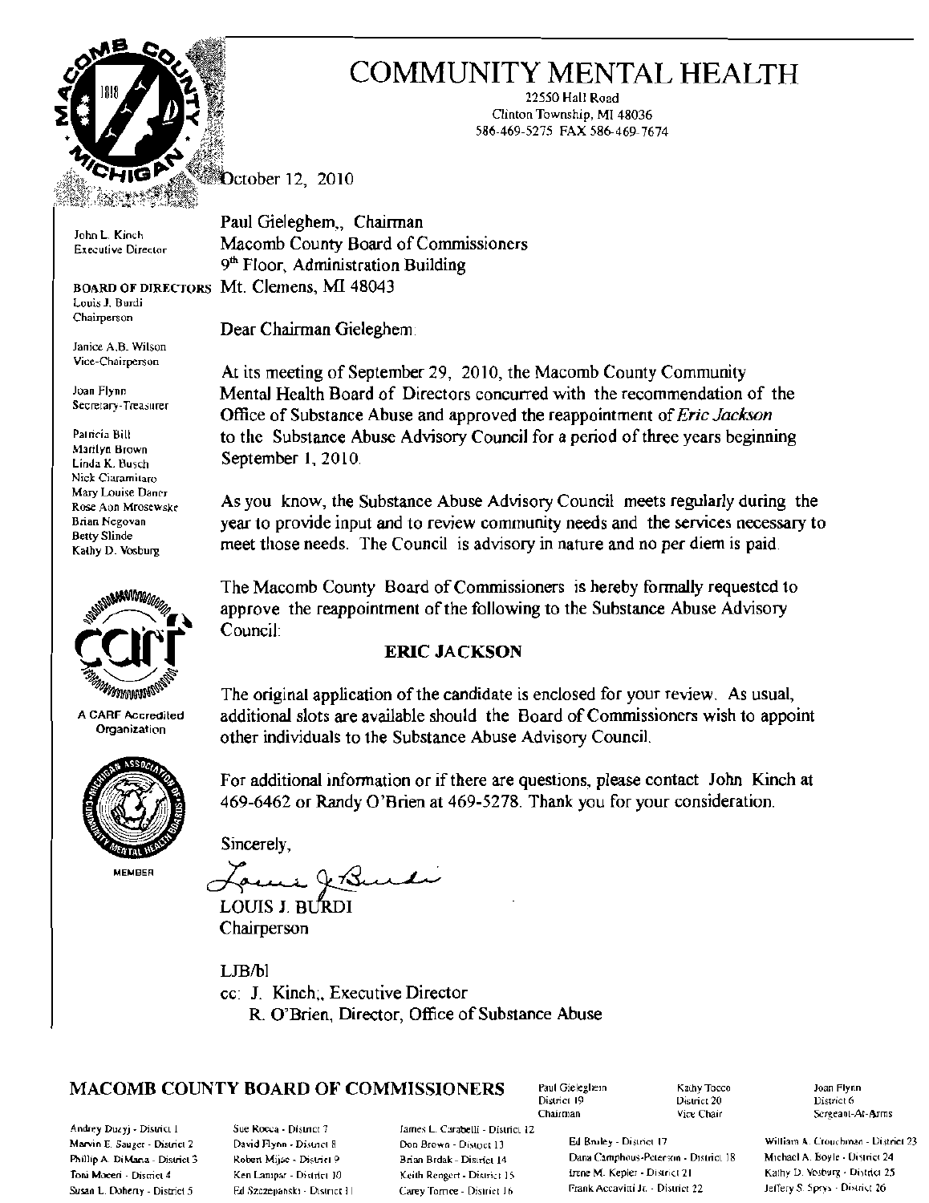# COMMUNITY MENTAL HEALTH

22550 Hall Road
Clinton Township, MI 48036
586-469-5275 FAX 586-469-7674

October 12, 2010

John L. Kinch
Executive Director

**BOARD OF DIRECTORS**
Louis J. Burdi
Chairperson

Janice A.B. Wilson
Vice-Chairperson

Joan Flynn
Secretary-Treasurer

Patricia Bill
Marilyn Brown
Linda K. Busch
Nick Ciaramitaro
Mary Louise Daner
Rose Ann Mrosewske
Brian Negovan
Betty Slinde
Kathy D. Vosburg

A CARF Accredited Organization

MEMBER

Paul Gieleghem,, Chairman
Macomb County Board of Commissioners
9th Floor, Administration Building
Mt. Clemens, MI 48043

Dear Chairman Gieleghem

At its meeting of September 29, 2010, the Macomb County Community Mental Health Board of Directors concurred with the recommendation of the Office of Substance Abuse and approved the reappointment of *Eric Jackson* to the Substance Abuse Advisory Council for a period of three years beginning September 1, 2010.

As you know, the Substance Abuse Advisory Council meets regularly during the year to provide input and to review community needs and the services necessary to meet those needs. The Council is advisory in nature and no per diem is paid.

The Macomb County Board of Commissioners is hereby formally requested to approve the reappointment of the following to the Substance Abuse Advisory Council:

**ERIC JACKSON**

The original application of the candidate is enclosed for your review. As usual, additional slots are available should the Board of Commissioners wish to appoint other individuals to the Substance Abuse Advisory Council.

For additional information or if there are questions, please contact John Kinch at 469-6462 or Randy O'Brien at 469-5278. Thank you for your consideration.

Sincerely,

LOUIS J. BURDI
Chairperson

LJB/bl
cc: J. Kinch;, Executive Director
R. O'Brien, Director, Office of Substance Abuse

## MACOMB COUNTY BOARD OF COMMISSIONERS

Paul Gieleghem - District 19 - Chairman
Kathy Tocco - District 20 - Vice Chair
Joan Flynn - District 6 - Sergeant-At-Arms

Andrey Duzyj - District 1
Marvin E. Sauger - District 2
Phillip A. DiMaria - District 3
Toni Moceri - District 4
Susan L. Doherty - District 5
Sue Rocca - District 7
David Flynn - District 8
Robert Mijac - District 9
Ken Lampar - District 10
Ed Szczepanski - District 11
James L. Carabelli - District 12
Don Brown - District 13
Brian Brdak - District 14
Keith Rengert - District 15
Carey Torrice - District 16
Ed Bruley - District 17
Dana Camphous-Peterson - District 18
Irene M. Kepler - District 21
Frank Accavitti Jr. - District 22
William A. Crouchman - District 23
Michael A. Boyle - District 24
Kathy D. Vosburg - District 25
Jeffery S. Sprys - District 26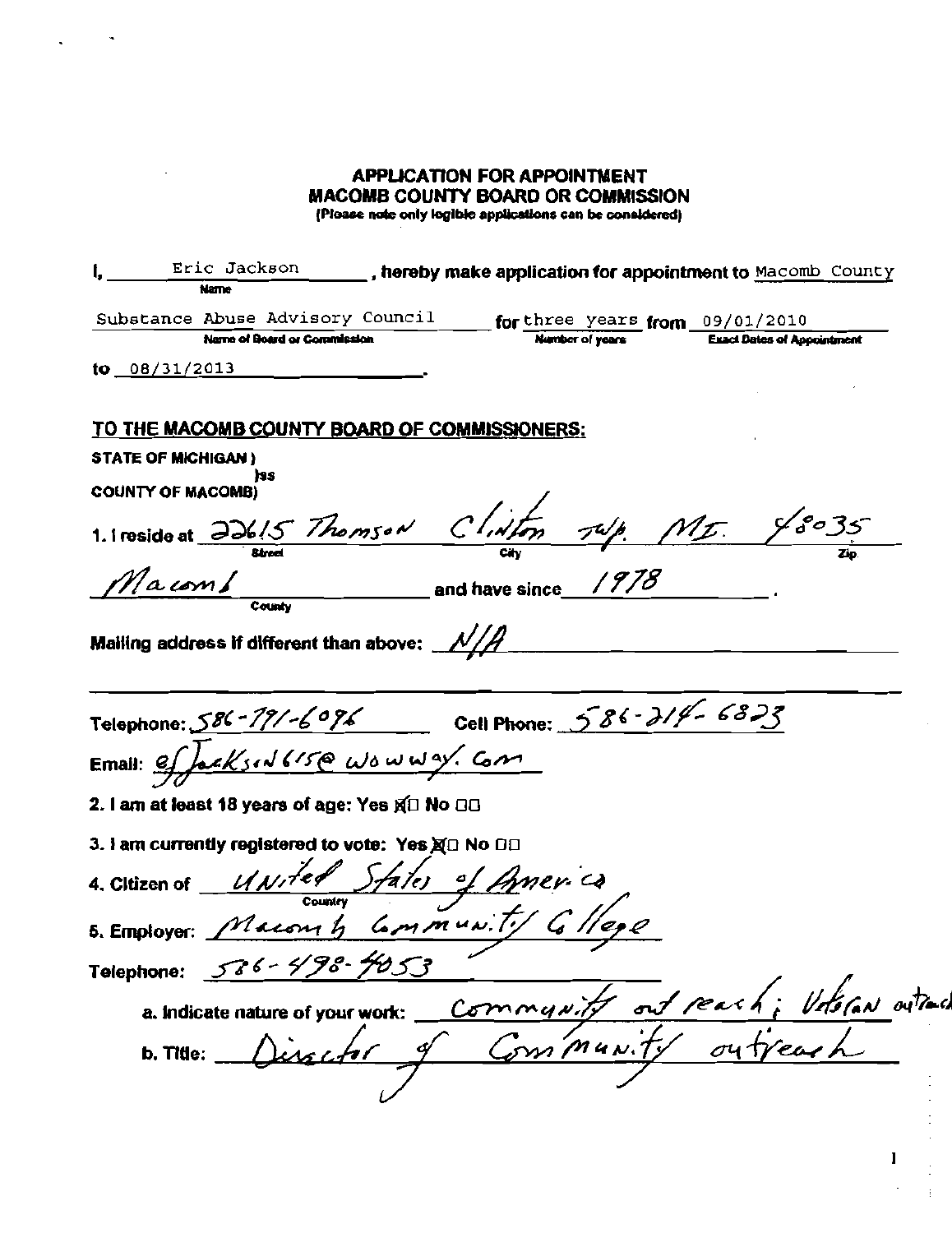# APPLICATION FOR APPOINTMENT
# MACOMB COUNTY BOARD OR COMMISSION

(Please note only legible applications can be considered)

I, Eric Jackson (Name), hereby make application for appointment to Macomb County Substance Abuse Advisory Council (Name of Board or Commission) for three years (Number of years) from 09/01/2010 (Exact Dates of Appointment) to 08/31/2013.

## TO THE MACOMB COUNTY BOARD OF COMMISSIONERS:

STATE OF MICHIGAN )
)ss
COUNTY OF MACOMB)

1. I reside at 22615 Thomson (Street) Clinton Twp. (City) MI. 48035 (Zip)
Macomb (County) and have since 1978.

Mailing address if different than above: N/A

Telephone: 586-791-6096    Cell Phone: 586-214-6823

Email: efJackson615@wowway.com

2. I am at least 18 years of age: Yes ☒ No ☐

3. I am currently registered to vote: Yes ☒ No ☐

4. Citizen of United States of America (Country)

5. Employer: Macomb Community College

Telephone: 586-498-4053

a. Indicate nature of your work: Community out reach; Veteran outreach

b. Title: Director of Community outreach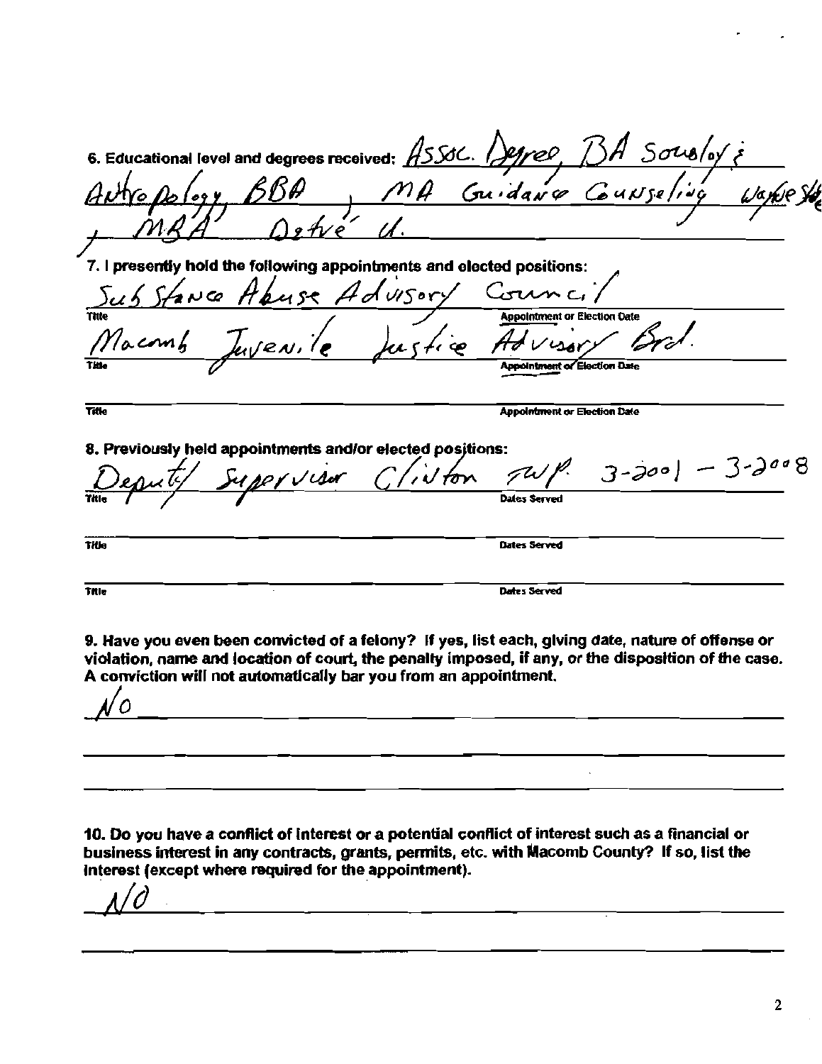6. Educational level and degrees received: Assoc. Degree, BA Sociology & Anthropology, BBA, MA Guidance Counseling Wayne St., MBA Detroit U.

7. I presently hold the following appointments and elected positions:

| Title | Appointment or Election Date |
|---|---|
| Substance Abuse Advisory Council | |
| Macomb Juvenile Justice Advisory Brd. | |
| | |

8. Previously held appointments and/or elected positions:

| Title | Dates Served |
|---|---|
| Deputy Supervisor Clinton TWP. | 3-2001 – 3-2008 |
| | |
| | |

9. Have you even been convicted of a felony? If yes, list each, giving date, nature of offense or violation, name and location of court, the penalty imposed, if any, or the disposition of the case. A conviction will not automatically bar you from an appointment.

NO

10. Do you have a conflict of interest or a potential conflict of interest such as a financial or business interest in any contracts, grants, permits, etc. with Macomb County? If so, list the interest (except where required for the appointment).

NO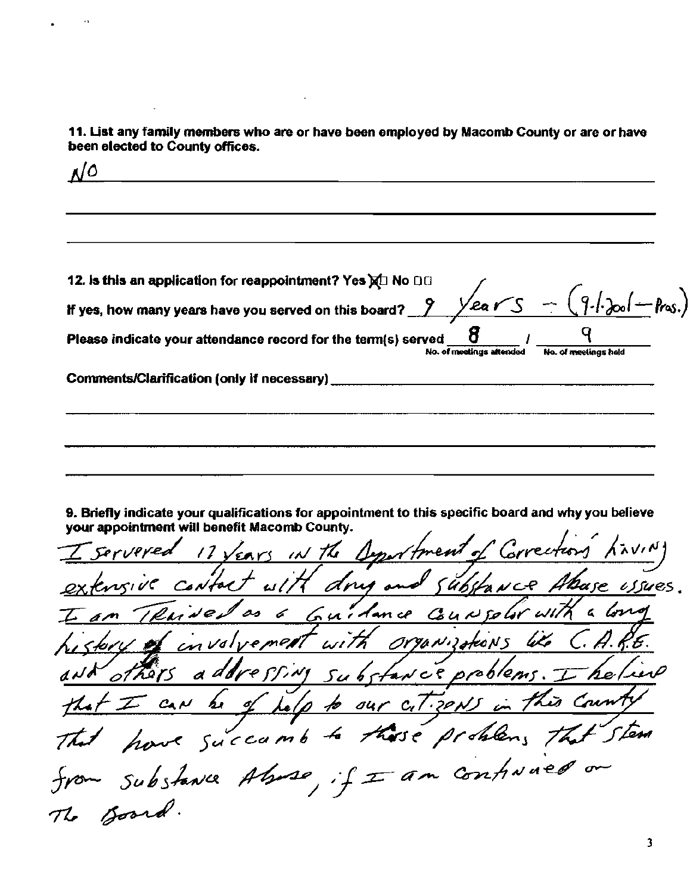**11. List any family members who are or have been employed by Macomb County or are or have been elected to County offices.**

NO

**12. Is this an application for reappointment?** Yes ☒ No ☐

**If yes, how many years have you served on this board?** 9 Years – (9.1.2001 – Pres.)

**Please indicate your attendance record for the term(s) served** 8 / 9

No. of meetings attended / No. of meetings held

**Comments/Clarification (only if necessary)**

**9. Briefly indicate your qualifications for appointment to this specific board and why you believe your appointment will benefit Macomb County.**

I servered 17 years in the Department of Corrections having extensive contact with drug and substance Abuse issues. I am Trained as a Guidance Counselor with a long history of involvement with organizations like C.A.R.E. and others addressing substance problems. I believe that I can be of help to our citizens in this County that have succumb to these problems that stem from substance Abuse, if I am continued on the Board.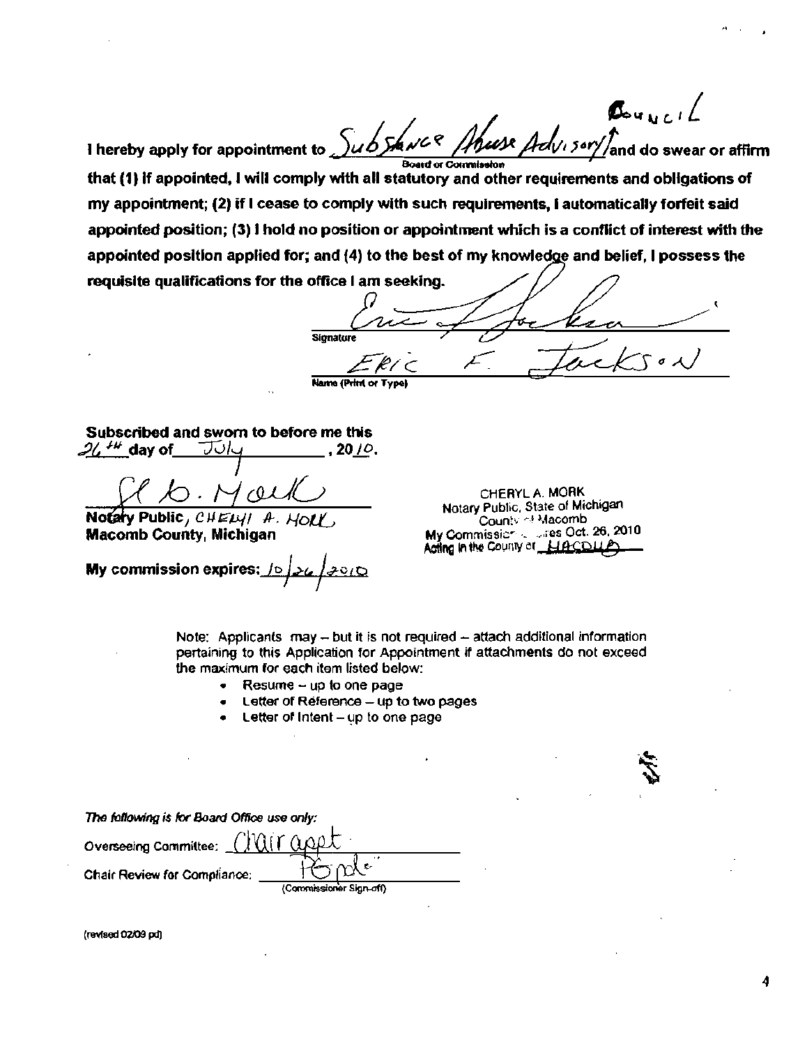I hereby apply for appointment to Substance Abuse Advisory Council and do swear or affirm
Board or Commission

**that (1) if appointed, I will comply with all statutory and other requirements and obligations of my appointment; (2) if I cease to comply with such requirements, I automatically forfeit said appointed position; (3) I hold no position or appointment which is a conflict of interest with the appointed position applied for; and (4) to the best of my knowledge and belief, I possess the requisite qualifications for the office I am seeking.**

Signature

ERIC F. JACKSON
Name (Print or Type)

**Subscribed and sworn to before me this**
**26th day of July, 2010.**

**Notary Public**, CHERYL A. MORK
**Macomb County, Michigan**

**My commission expires:** 10/26/2010

CHERYL A. MORK
Notary Public, State of Michigan
County of Macomb
My Commission Expires Oct. 26, 2010
Acting in the County of MACOMB

Note: Applicants may – but it is not required – attach additional information pertaining to this Application for Appointment if attachments do not exceed the maximum for each item listed below:

- Resume – up to one page
- Letter of Reference – up to two pages
- Letter of Intent – up to one page

*The following is for Board Office use only:*

Overseeing Committee: Chair appt

Chair Review for Compliance: PGndl
(Commissioner Sign-off)

(revised 02/09 pd)